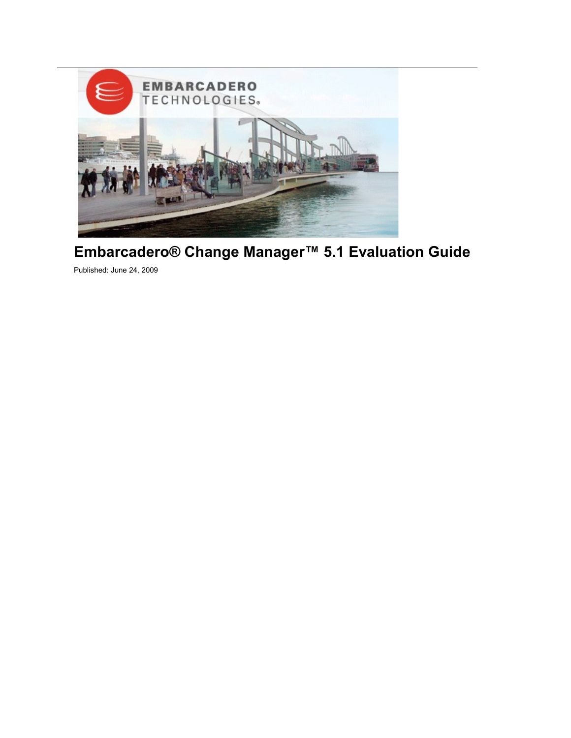# Embarcadero® Change Manager™ 5.1 Evaluation Guide

Published: June 24, 2009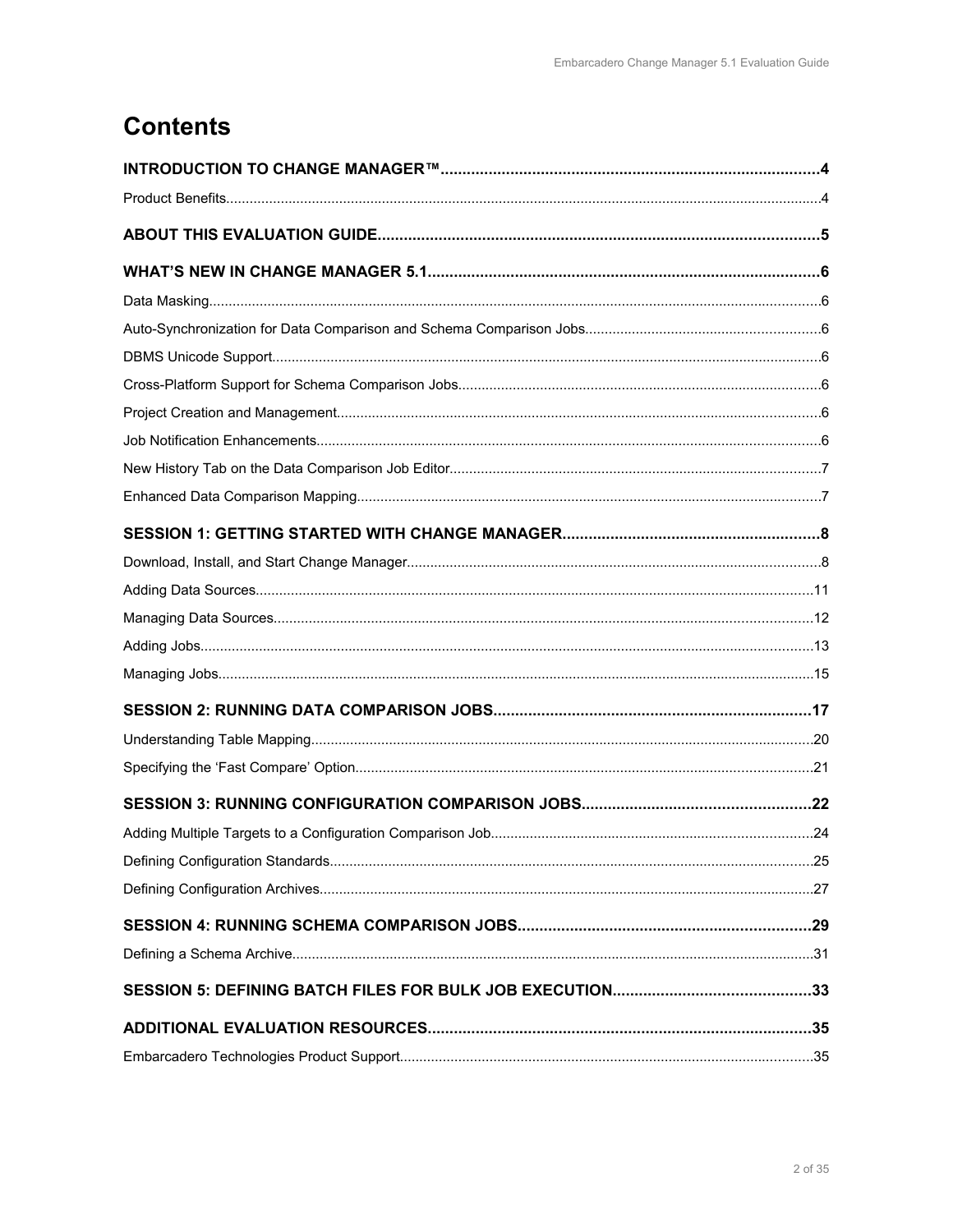# Contents

**INTRODUCTION TO CHANGE MANAGER™....................................................................................4**

Product Benefits....................................................................................................................................................4

**ABOUT THIS EVALUATION GUIDE....................................................................................................5**

**WHAT'S NEW IN CHANGE MANAGER 5.1.........................................................................................6**

Data Masking.........................................................................................................................................................6

Auto-Synchronization for Data Comparison and Schema Comparison Jobs..........................................................6

DBMS Unicode Support.........................................................................................................................................6

Cross-Platform Support for Schema Comparison Jobs..........................................................................................6

Project Creation and Management.........................................................................................................................6

Job Notification Enhancements..............................................................................................................................6

New History Tab on the Data Comparison Job Editor.............................................................................................7

Enhanced Data Comparison Mapping....................................................................................................................7

**SESSION 1: GETTING STARTED WITH CHANGE MANAGER...........................................................8**

Download, Install, and Start Change Manager.......................................................................................................8

Adding Data Sources............................................................................................................................................11

Managing Data Sources.......................................................................................................................................12

Adding Jobs..........................................................................................................................................................13

Managing Jobs.....................................................................................................................................................15

**SESSION 2: RUNNING DATA COMPARISON JOBS........................................................................17**

Understanding Table Mapping..............................................................................................................................20

Specifying the 'Fast Compare' Option...................................................................................................................21

**SESSION 3: RUNNING CONFIGURATION COMPARISON JOBS....................................................22**

Adding Multiple Targets to a Configuration Comparison Job.................................................................................24

Defining Configuration Standards.........................................................................................................................25

Defining Configuration Archives............................................................................................................................27

**SESSION 4: RUNNING SCHEMA COMPARISON JOBS..................................................................29**

Defining a Schema Archive...................................................................................................................................31

**SESSION 5: DEFINING BATCH FILES FOR BULK JOB EXECUTION............................................33**

**ADDITIONAL EVALUATION RESOURCES.......................................................................................35**

Embarcadero Technologies Product Support........................................................................................................35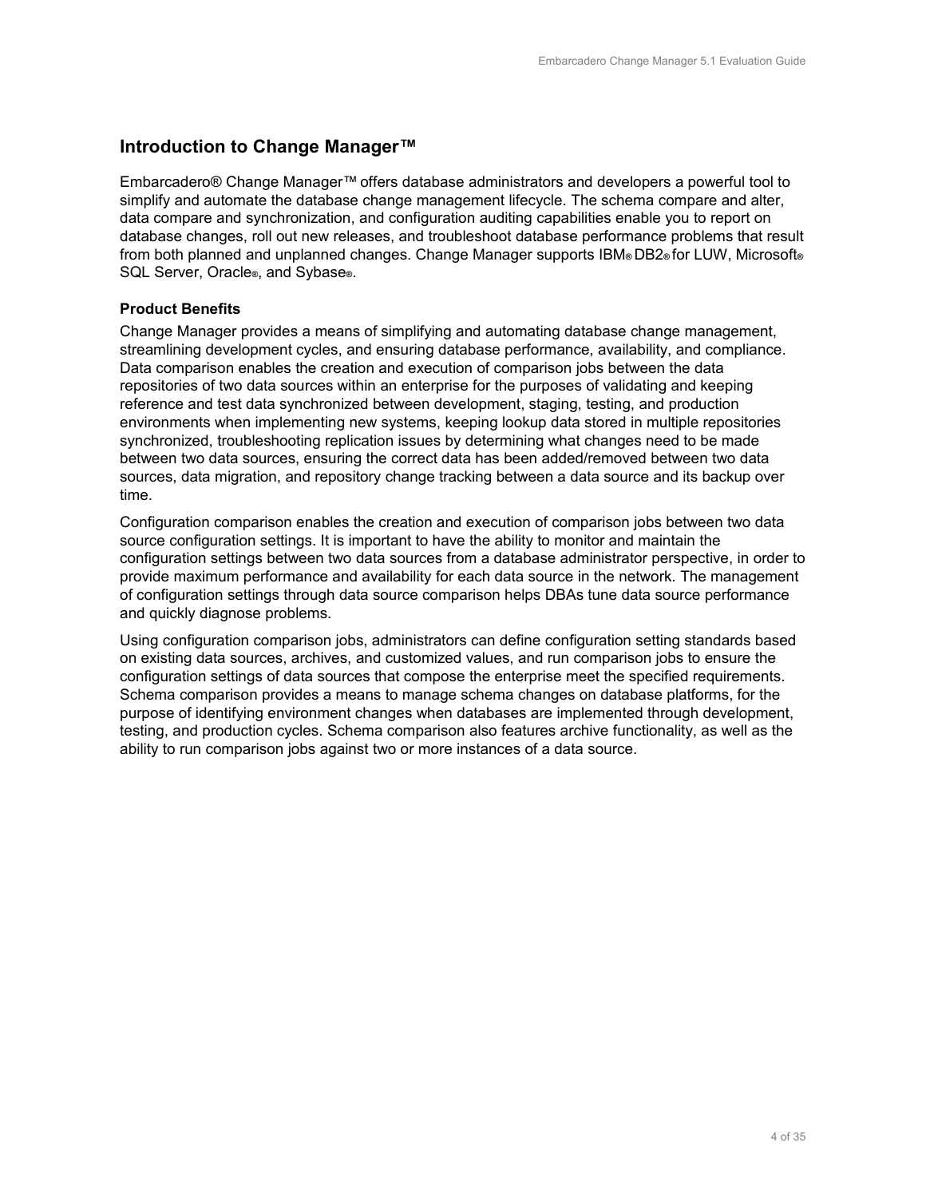## Introduction to Change Manager™

Embarcadero® Change Manager™ offers database administrators and developers a powerful tool to simplify and automate the database change management lifecycle. The schema compare and alter, data compare and synchronization, and configuration auditing capabilities enable you to report on database changes, roll out new releases, and troubleshoot database performance problems that result from both planned and unplanned changes. Change Manager supports IBM® DB2® for LUW, Microsoft® SQL Server, Oracle®, and Sybase®.

### Product Benefits

Change Manager provides a means of simplifying and automating database change management, streamlining development cycles, and ensuring database performance, availability, and compliance. Data comparison enables the creation and execution of comparison jobs between the data repositories of two data sources within an enterprise for the purposes of validating and keeping reference and test data synchronized between development, staging, testing, and production environments when implementing new systems, keeping lookup data stored in multiple repositories synchronized, troubleshooting replication issues by determining what changes need to be made between two data sources, ensuring the correct data has been added/removed between two data sources, data migration, and repository change tracking between a data source and its backup over time.

Configuration comparison enables the creation and execution of comparison jobs between two data source configuration settings. It is important to have the ability to monitor and maintain the configuration settings between two data sources from a database administrator perspective, in order to provide maximum performance and availability for each data source in the network. The management of configuration settings through data source comparison helps DBAs tune data source performance and quickly diagnose problems.

Using configuration comparison jobs, administrators can define configuration setting standards based on existing data sources, archives, and customized values, and run comparison jobs to ensure the configuration settings of data sources that compose the enterprise meet the specified requirements. Schema comparison provides a means to manage schema changes on database platforms, for the purpose of identifying environment changes when databases are implemented through development, testing, and production cycles. Schema comparison also features archive functionality, as well as the ability to run comparison jobs against two or more instances of a data source.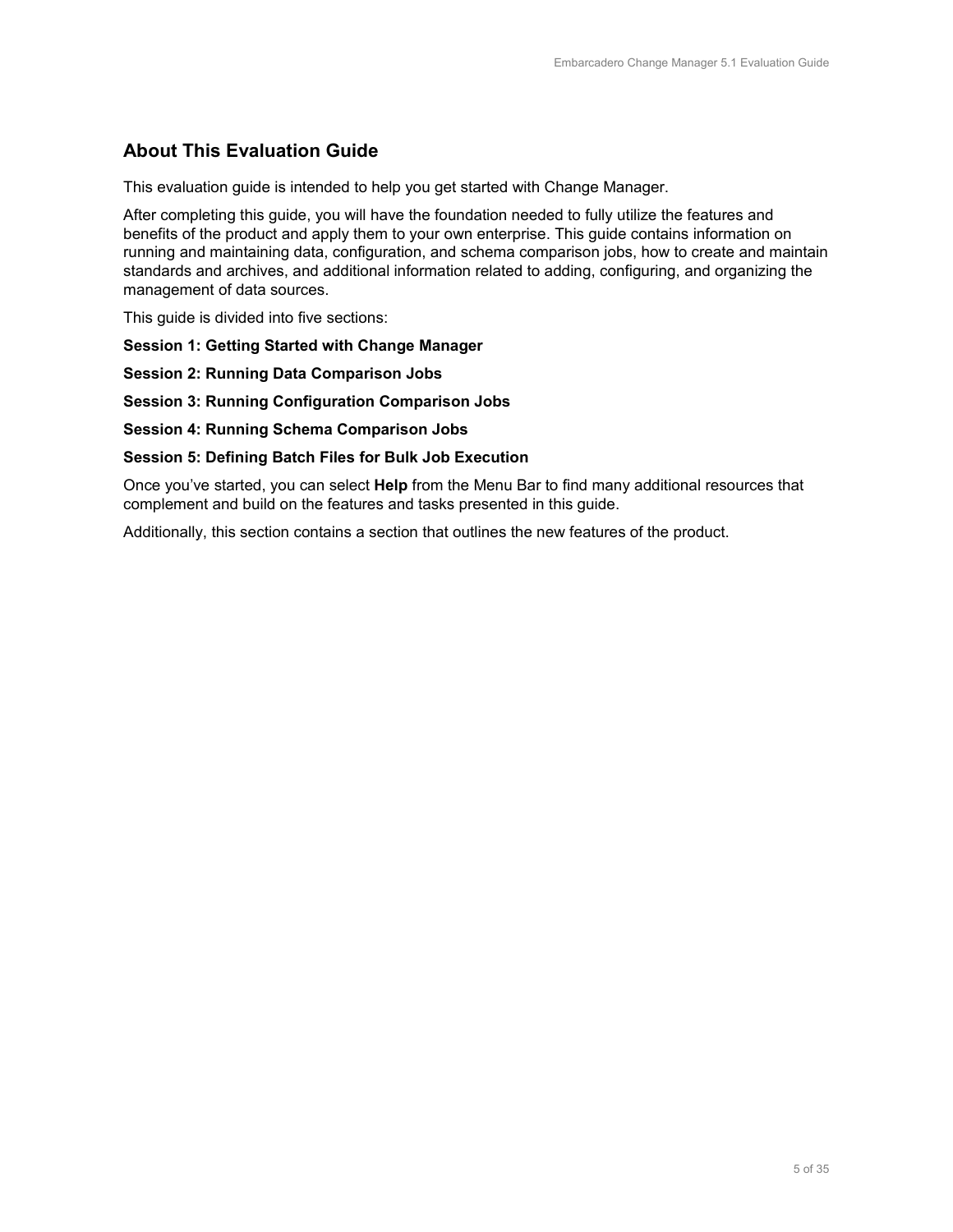## About This Evaluation Guide

This evaluation guide is intended to help you get started with Change Manager.

After completing this guide, you will have the foundation needed to fully utilize the features and benefits of the product and apply them to your own enterprise. This guide contains information on running and maintaining data, configuration, and schema comparison jobs, how to create and maintain standards and archives, and additional information related to adding, configuring, and organizing the management of data sources.

This guide is divided into five sections:

**Session 1: Getting Started with Change Manager**

**Session 2: Running Data Comparison Jobs**

**Session 3: Running Configuration Comparison Jobs**

**Session 4: Running Schema Comparison Jobs**

**Session 5: Defining Batch Files for Bulk Job Execution**

Once you've started, you can select **Help** from the Menu Bar to find many additional resources that complement and build on the features and tasks presented in this guide.

Additionally, this section contains a section that outlines the new features of the product.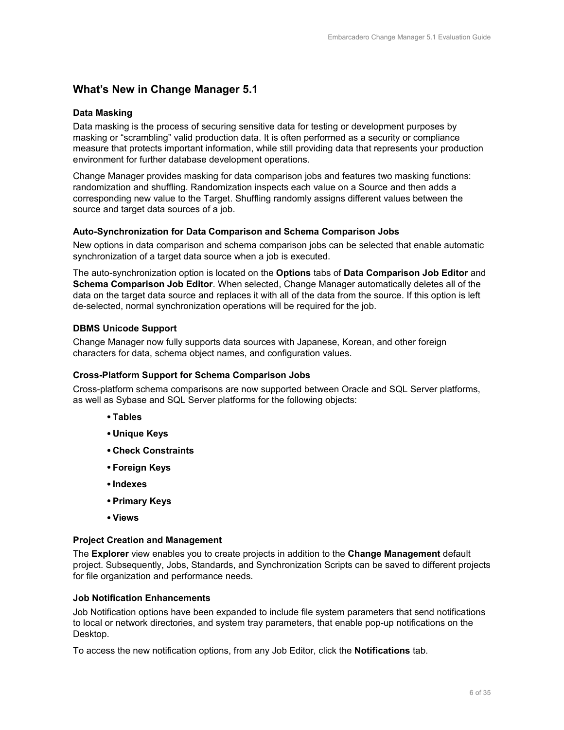## What's New in Change Manager 5.1

### Data Masking

Data masking is the process of securing sensitive data for testing or development purposes by masking or "scrambling" valid production data. It is often performed as a security or compliance measure that protects important information, while still providing data that represents your production environment for further database development operations.

Change Manager provides masking for data comparison jobs and features two masking functions: randomization and shuffling. Randomization inspects each value on a Source and then adds a corresponding new value to the Target. Shuffling randomly assigns different values between the source and target data sources of a job.

### Auto-Synchronization for Data Comparison and Schema Comparison Jobs

New options in data comparison and schema comparison jobs can be selected that enable automatic synchronization of a target data source when a job is executed.

The auto-synchronization option is located on the **Options** tabs of **Data Comparison Job Editor** and **Schema Comparison Job Editor**. When selected, Change Manager automatically deletes all of the data on the target data source and replaces it with all of the data from the source. If this option is left de-selected, normal synchronization operations will be required for the job.

### DBMS Unicode Support

Change Manager now fully supports data sources with Japanese, Korean, and other foreign characters for data, schema object names, and configuration values.

### Cross-Platform Support for Schema Comparison Jobs

Cross-platform schema comparisons are now supported between Oracle and SQL Server platforms, as well as Sybase and SQL Server platforms for the following objects:

- **Tables**
- **Unique Keys**
- **Check Constraints**
- **Foreign Keys**
- **Indexes**
- **Primary Keys**
- **Views**

### Project Creation and Management

The **Explorer** view enables you to create projects in addition to the **Change Management** default project. Subsequently, Jobs, Standards, and Synchronization Scripts can be saved to different projects for file organization and performance needs.

### Job Notification Enhancements

Job Notification options have been expanded to include file system parameters that send notifications to local or network directories, and system tray parameters, that enable pop-up notifications on the Desktop.

To access the new notification options, from any Job Editor, click the **Notifications** tab.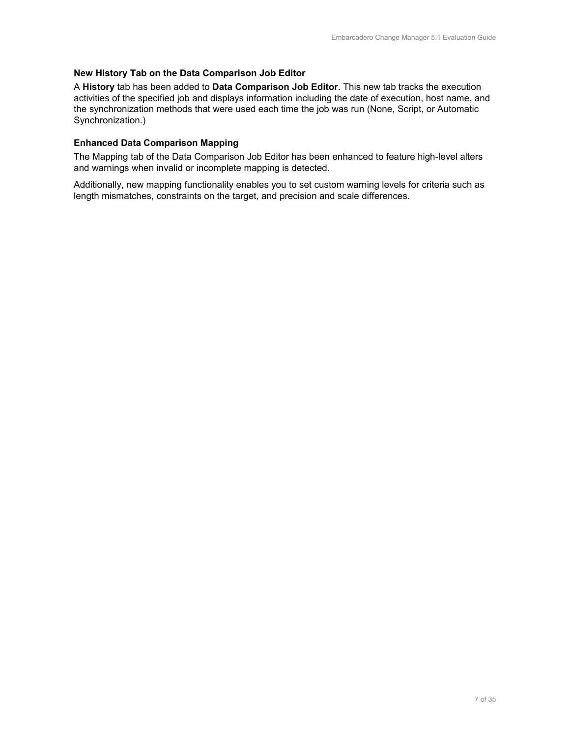### New History Tab on the Data Comparison Job Editor

A **History** tab has been added to **Data Comparison Job Editor**. This new tab tracks the execution activities of the specified job and displays information including the date of execution, host name, and the synchronization methods that were used each time the job was run (None, Script, or Automatic Synchronization.)

### Enhanced Data Comparison Mapping

The Mapping tab of the Data Comparison Job Editor has been enhanced to feature high-level alters and warnings when invalid or incomplete mapping is detected.

Additionally, new mapping functionality enables you to set custom warning levels for criteria such as length mismatches, constraints on the target, and precision and scale differences.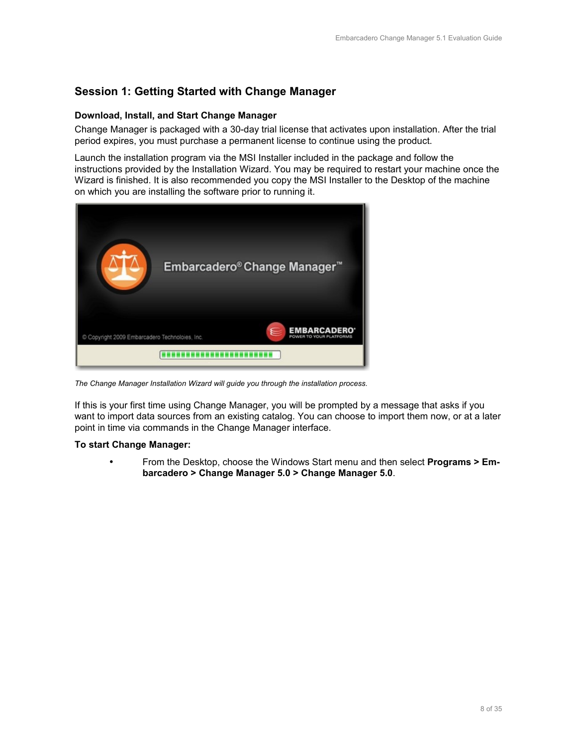## Session 1: Getting Started with Change Manager

### Download, Install, and Start Change Manager

Change Manager is packaged with a 30-day trial license that activates upon installation. After the trial period expires, you must purchase a permanent license to continue using the product.

Launch the installation program via the MSI Installer included in the package and follow the instructions provided by the Installation Wizard. You may be required to restart your machine once the Wizard is finished. It is also recommended you copy the MSI Installer to the Desktop of the machine on which you are installing the software prior to running it.

*The Change Manager Installation Wizard will guide you through the installation process.*

If this is your first time using Change Manager, you will be prompted by a message that asks if you want to import data sources from an existing catalog. You can choose to import them now, or at a later point in time via commands in the Change Manager interface.

**To start Change Manager:**

- From the Desktop, choose the Windows Start menu and then select **Programs > Embarcadero > Change Manager 5.0 > Change Manager 5.0**.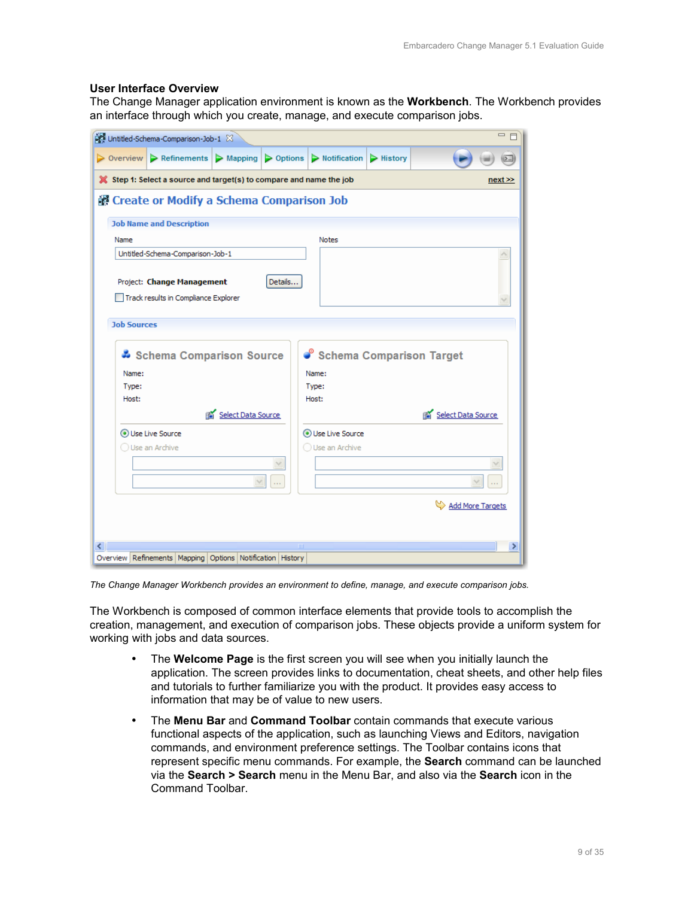## User Interface Overview

The Change Manager application environment is known as the **Workbench**. The Workbench provides an interface through which you create, manage, and execute comparison jobs.

*The Change Manager Workbench provides an environment to define, manage, and execute comparison jobs.*

The Workbench is composed of common interface elements that provide tools to accomplish the creation, management, and execution of comparison jobs. These objects provide a uniform system for working with jobs and data sources.

- The **Welcome Page** is the first screen you will see when you initially launch the application. The screen provides links to documentation, cheat sheets, and other help files and tutorials to further familiarize you with the product. It provides easy access to information that may be of value to new users.
- The **Menu Bar** and **Command Toolbar** contain commands that execute various functional aspects of the application, such as launching Views and Editors, navigation commands, and environment preference settings. The Toolbar contains icons that represent specific menu commands. For example, the **Search** command can be launched via the **Search > Search** menu in the Menu Bar, and also via the **Search** icon in the Command Toolbar.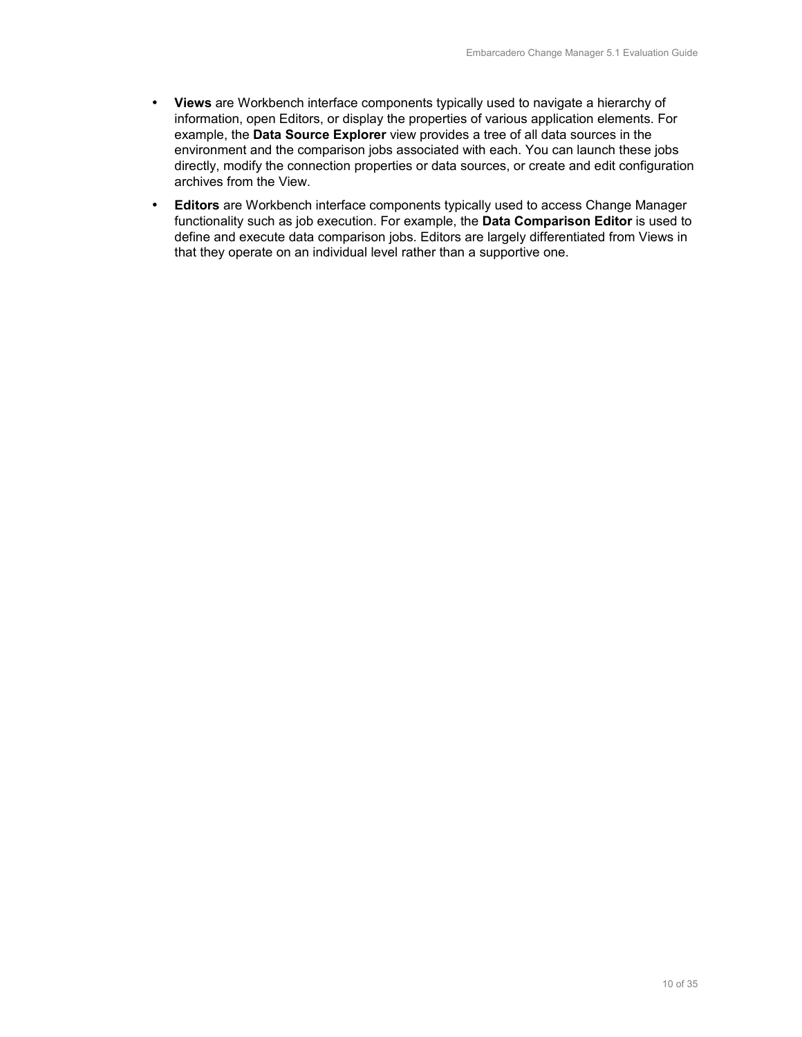- **Views** are Workbench interface components typically used to navigate a hierarchy of information, open Editors, or display the properties of various application elements. For example, the **Data Source Explorer** view provides a tree of all data sources in the environment and the comparison jobs associated with each. You can launch these jobs directly, modify the connection properties or data sources, or create and edit configuration archives from the View.
- **Editors** are Workbench interface components typically used to access Change Manager functionality such as job execution. For example, the **Data Comparison Editor** is used to define and execute data comparison jobs. Editors are largely differentiated from Views in that they operate on an individual level rather than a supportive one.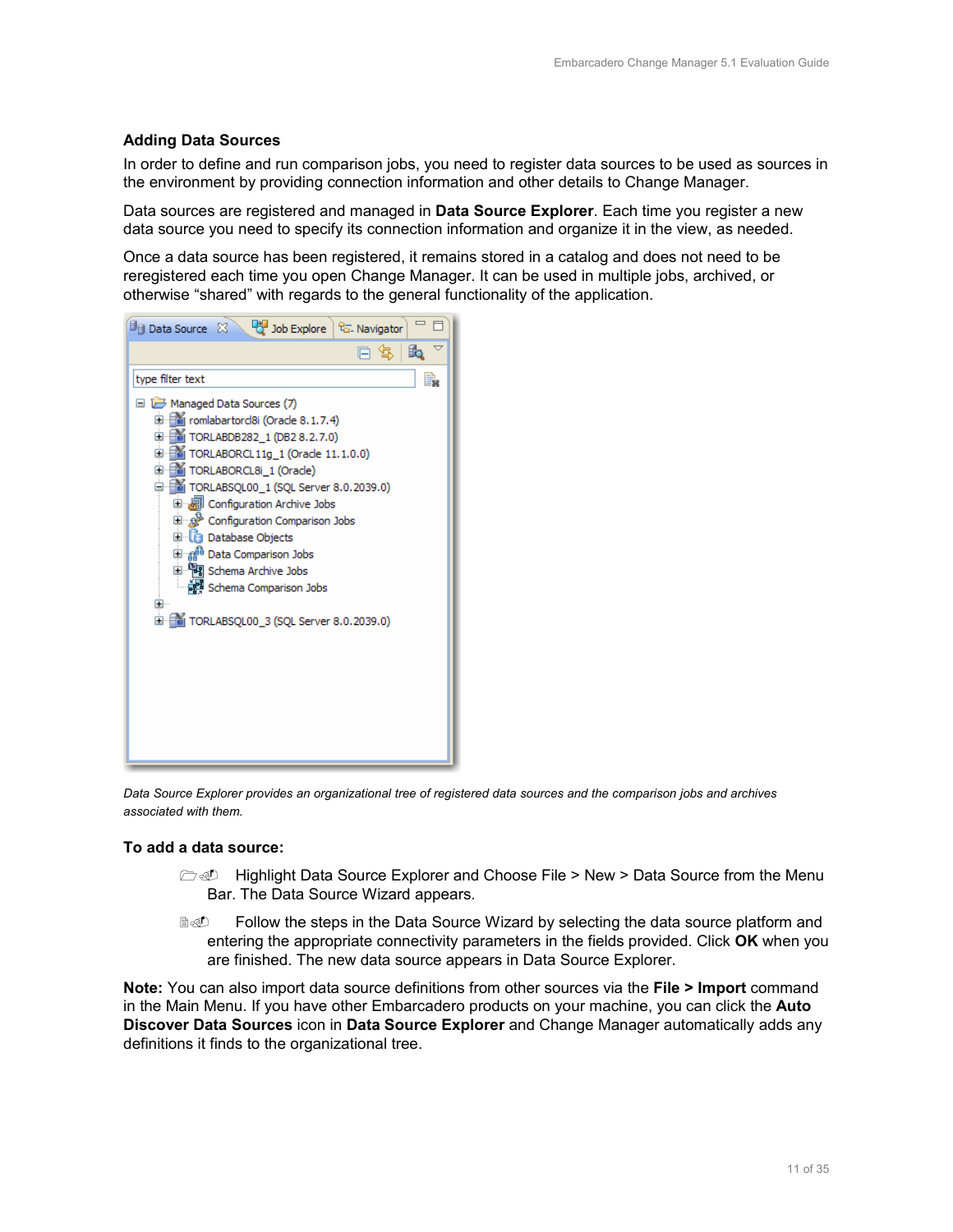### Adding Data Sources

In order to define and run comparison jobs, you need to register data sources to be used as sources in the environment by providing connection information and other details to Change Manager.

Data sources are registered and managed in **Data Source Explorer**. Each time you register a new data source you need to specify its connection information and organize it in the view, as needed.

Once a data source has been registered, it remains stored in a catalog and does not need to be reregistered each time you open Change Manager. It can be used in multiple jobs, archived, or otherwise "shared" with regards to the general functionality of the application.

*Data Source Explorer provides an organizational tree of registered data sources and the comparison jobs and archives associated with them.*

#### To add a data source:

- Highlight Data Source Explorer and Choose File > New > Data Source from the Menu Bar. The Data Source Wizard appears.
- Follow the steps in the Data Source Wizard by selecting the data source platform and entering the appropriate connectivity parameters in the fields provided. Click **OK** when you are finished. The new data source appears in Data Source Explorer.

**Note:** You can also import data source definitions from other sources via the **File > Import** command in the Main Menu. If you have other Embarcadero products on your machine, you can click the **Auto Discover Data Sources** icon in **Data Source Explorer** and Change Manager automatically adds any definitions it finds to the organizational tree.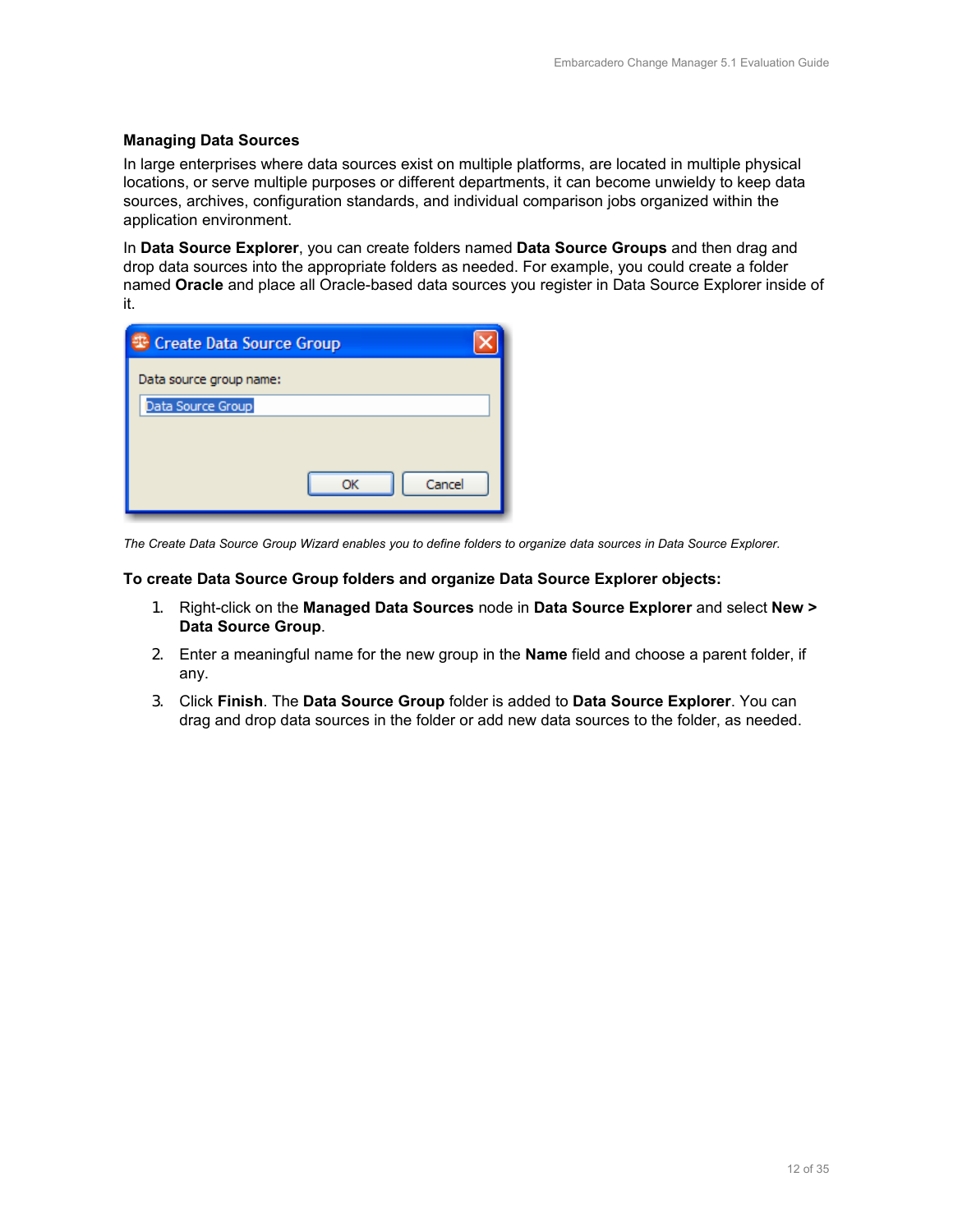### Managing Data Sources

In large enterprises where data sources exist on multiple platforms, are located in multiple physical locations, or serve multiple purposes or different departments, it can become unwieldy to keep data sources, archives, configuration standards, and individual comparison jobs organized within the application environment.

In **Data Source Explorer**, you can create folders named **Data Source Groups** and then drag and drop data sources into the appropriate folders as needed. For example, you could create a folder named **Oracle** and place all Oracle-based data sources you register in Data Source Explorer inside of it.

*The Create Data Source Group Wizard enables you to define folders to organize data sources in Data Source Explorer.*

**To create Data Source Group folders and organize Data Source Explorer objects:**

1. Right-click on the **Managed Data Sources** node in **Data Source Explorer** and select **New > Data Source Group**.
2. Enter a meaningful name for the new group in the **Name** field and choose a parent folder, if any.
3. Click **Finish**. The **Data Source Group** folder is added to **Data Source Explorer**. You can drag and drop data sources in the folder or add new data sources to the folder, as needed.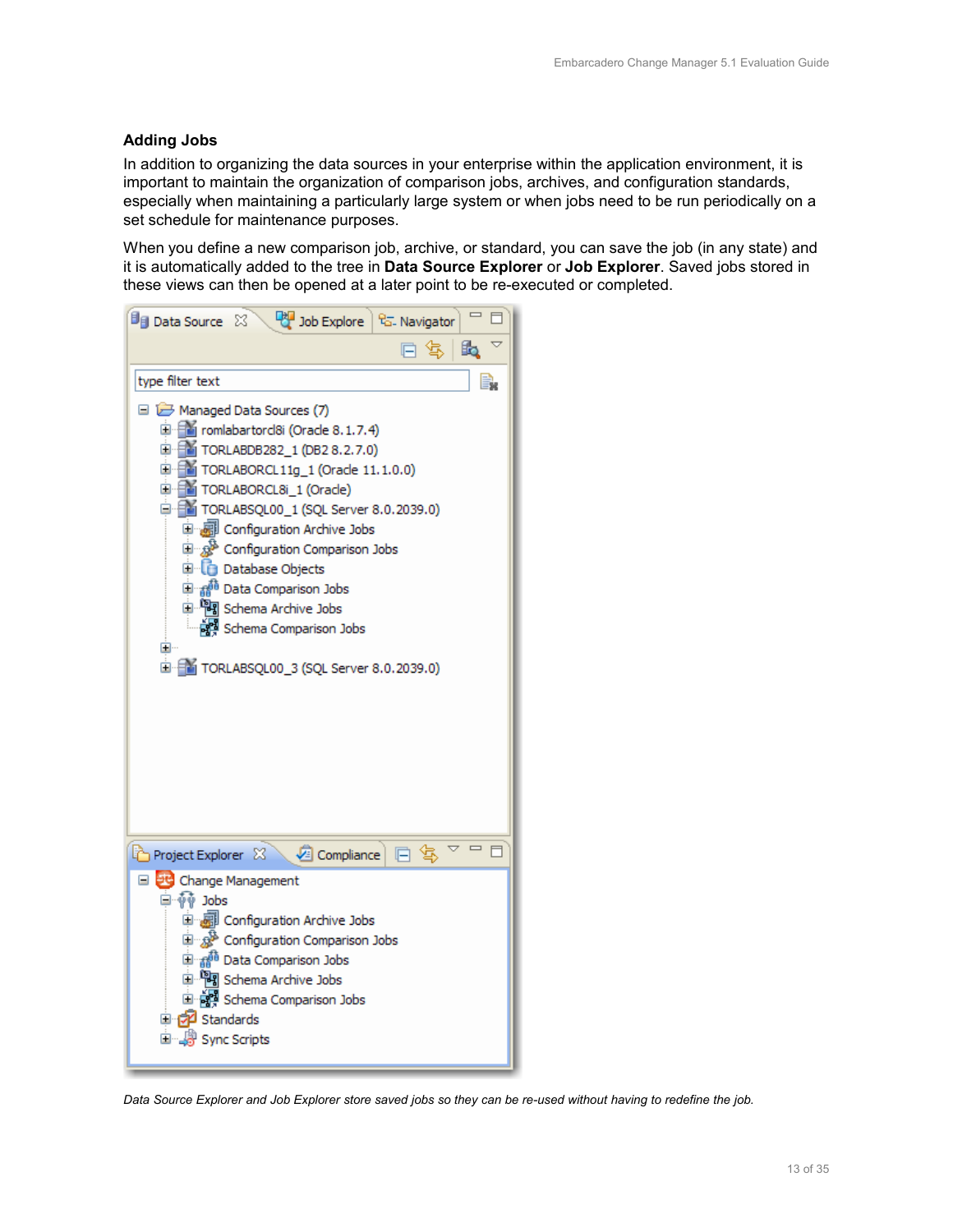### Adding Jobs

In addition to organizing the data sources in your enterprise within the application environment, it is important to maintain the organization of comparison jobs, archives, and configuration standards, especially when maintaining a particularly large system or when jobs need to be run periodically on a set schedule for maintenance purposes.

When you define a new comparison job, archive, or standard, you can save the job (in any state) and it is automatically added to the tree in **Data Source Explorer** or **Job Explorer**. Saved jobs stored in these views can then be opened at a later point to be re-executed or completed.

*Data Source Explorer and Job Explorer store saved jobs so they can be re-used without having to redefine the job.*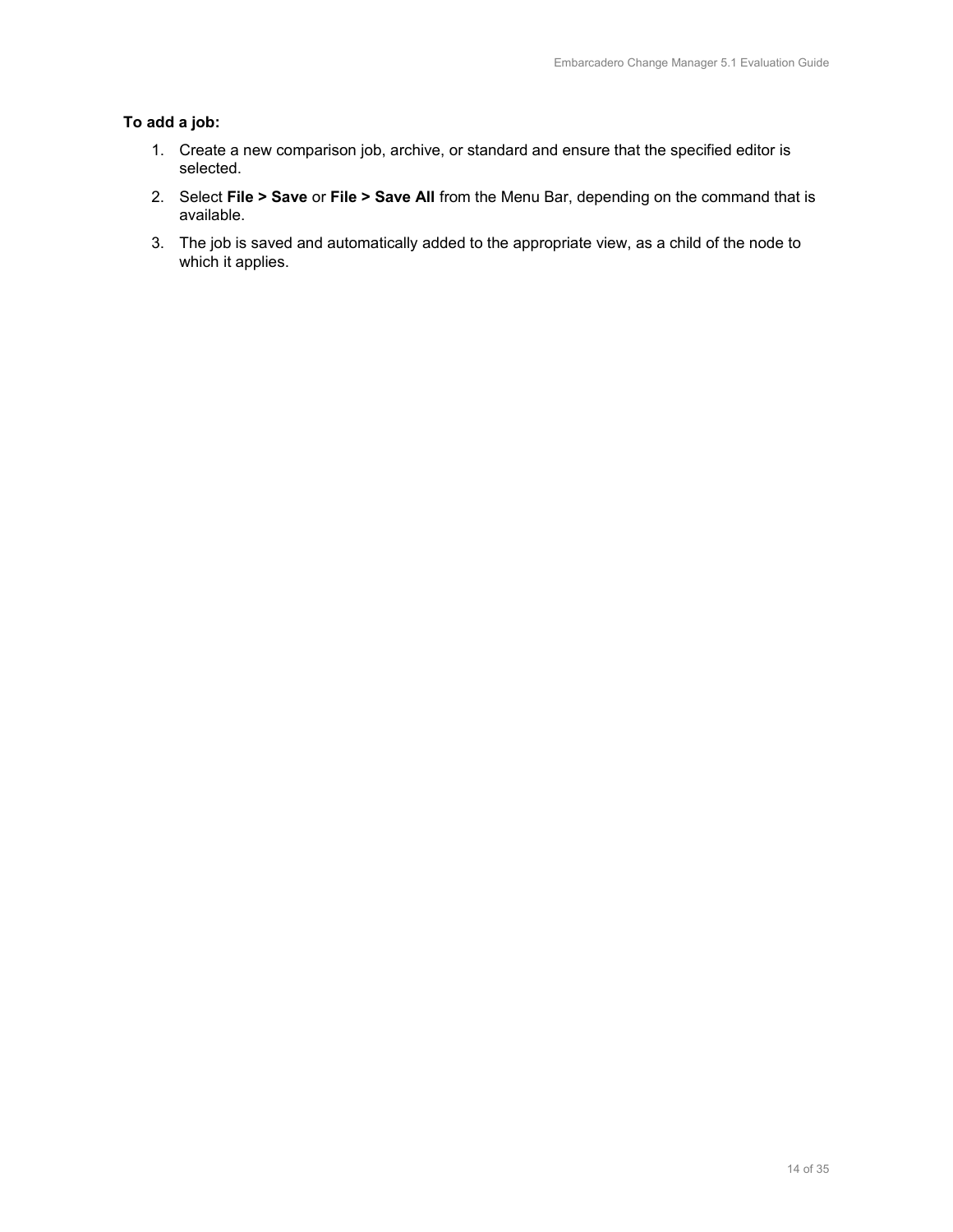**To add a job:**

1. Create a new comparison job, archive, or standard and ensure that the specified editor is selected.
2. Select **File > Save** or **File > Save All** from the Menu Bar, depending on the command that is available.
3. The job is saved and automatically added to the appropriate view, as a child of the node to which it applies.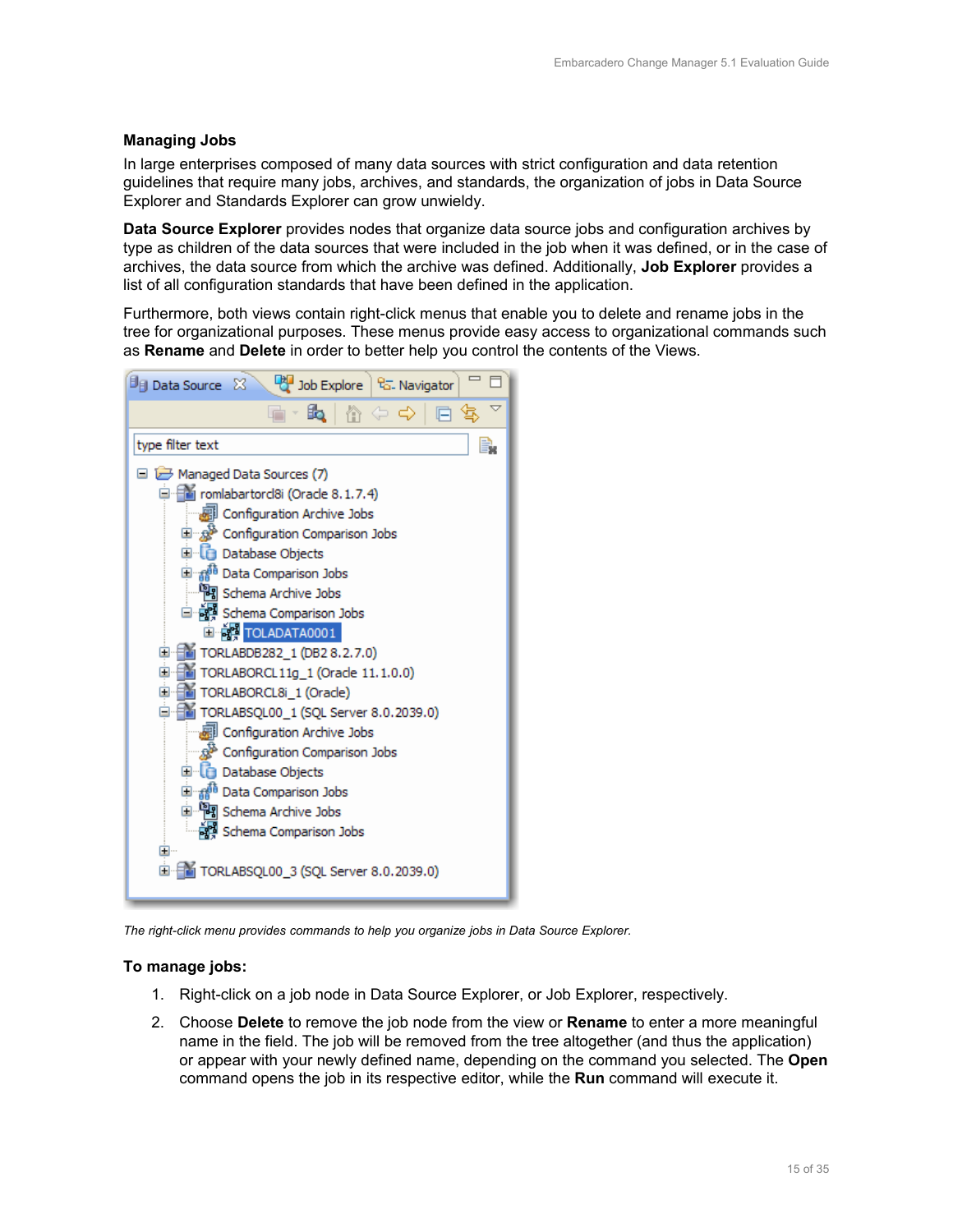### Managing Jobs

In large enterprises composed of many data sources with strict configuration and data retention guidelines that require many jobs, archives, and standards, the organization of jobs in Data Source Explorer and Standards Explorer can grow unwieldy.

**Data Source Explorer** provides nodes that organize data source jobs and configuration archives by type as children of the data sources that were included in the job when it was defined, or in the case of archives, the data source from which the archive was defined. Additionally, **Job Explorer** provides a list of all configuration standards that have been defined in the application.

Furthermore, both views contain right-click menus that enable you to delete and rename jobs in the tree for organizational purposes. These menus provide easy access to organizational commands such as **Rename** and **Delete** in order to better help you control the contents of the Views.

*The right-click menu provides commands to help you organize jobs in Data Source Explorer.*

**To manage jobs:**

1. Right-click on a job node in Data Source Explorer, or Job Explorer, respectively.
2. Choose **Delete** to remove the job node from the view or **Rename** to enter a more meaningful name in the field. The job will be removed from the tree altogether (and thus the application) or appear with your newly defined name, depending on the command you selected. The **Open** command opens the job in its respective editor, while the **Run** command will execute it.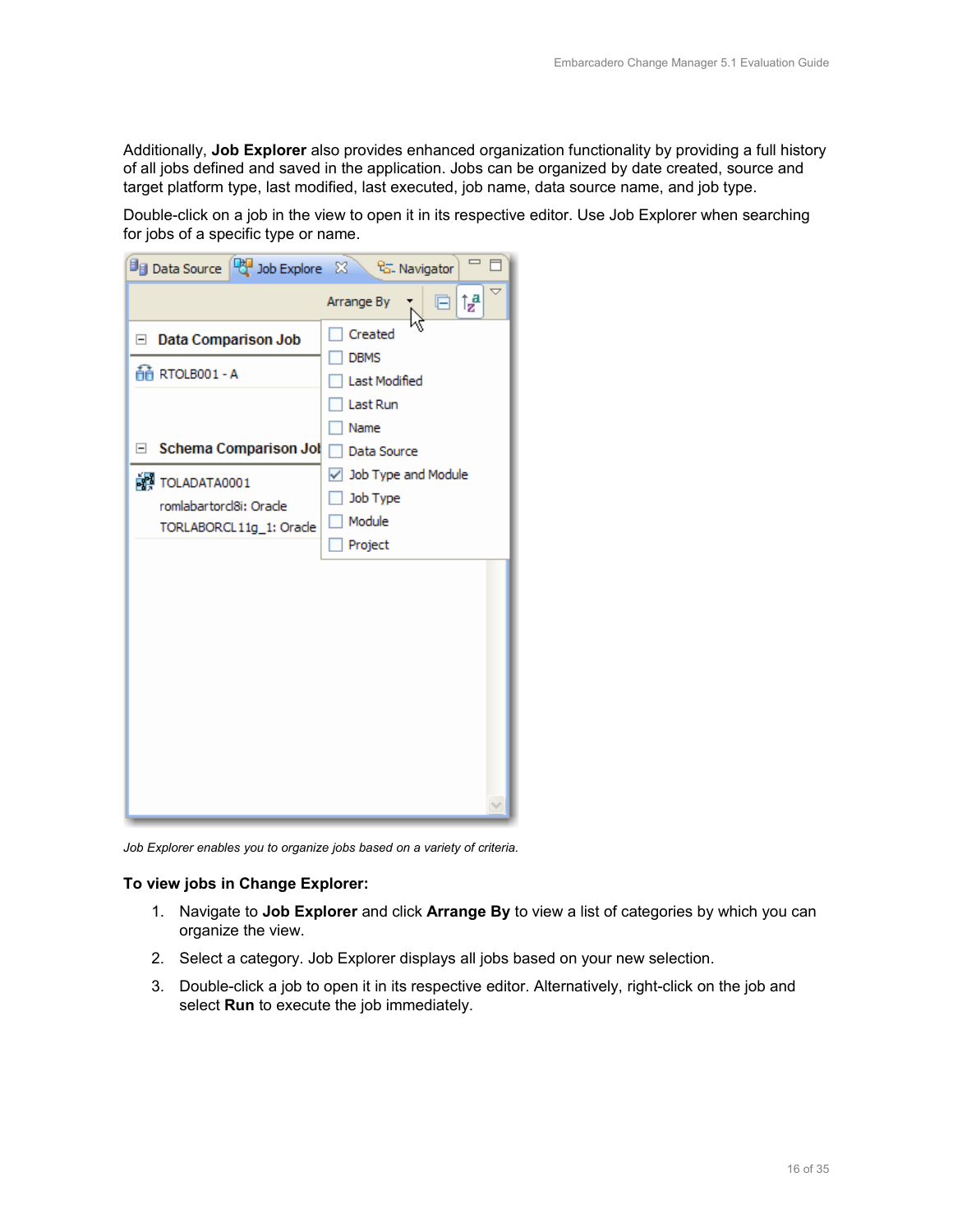Additionally, **Job Explorer** also provides enhanced organization functionality by providing a full history of all jobs defined and saved in the application. Jobs can be organized by date created, source and target platform type, last modified, last executed, job name, data source name, and job type.

Double-click on a job in the view to open it in its respective editor. Use Job Explorer when searching for jobs of a specific type or name.

*Job Explorer enables you to organize jobs based on a variety of criteria.*

**To view jobs in Change Explorer:**

1. Navigate to **Job Explorer** and click **Arrange By** to view a list of categories by which you can organize the view.
2. Select a category. Job Explorer displays all jobs based on your new selection.
3. Double-click a job to open it in its respective editor. Alternatively, right-click on the job and select **Run** to execute the job immediately.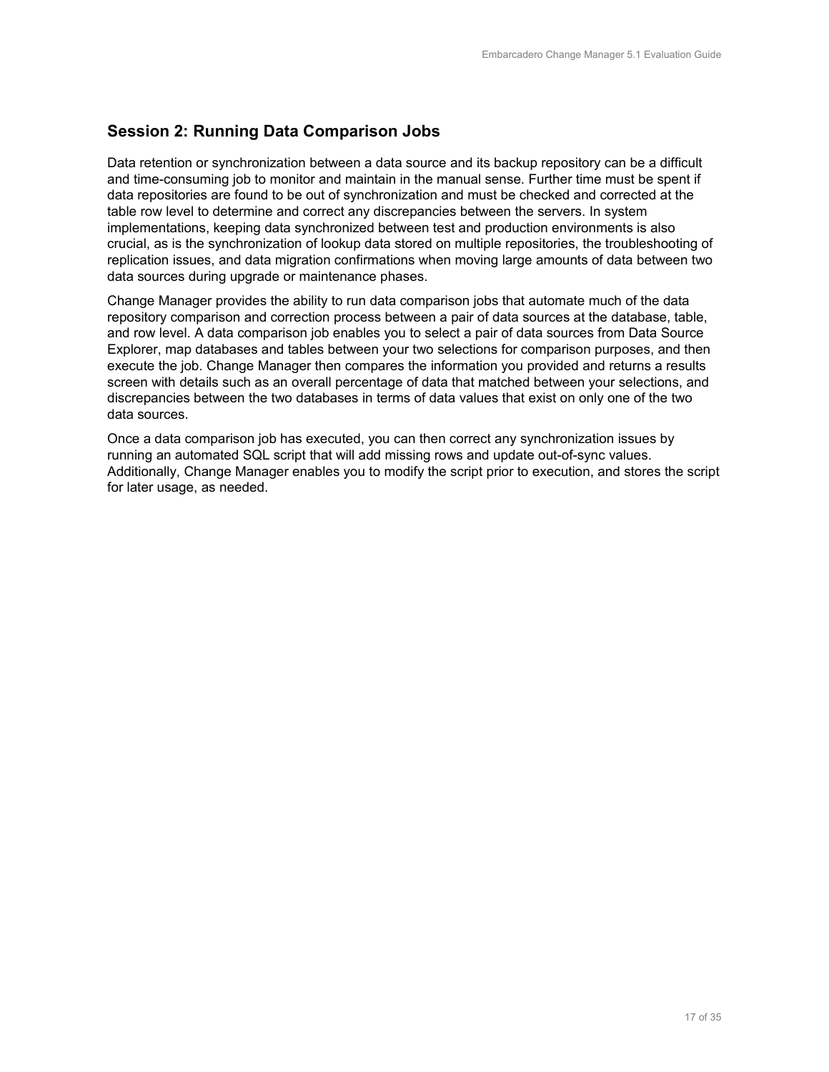## Session 2: Running Data Comparison Jobs

Data retention or synchronization between a data source and its backup repository can be a difficult and time-consuming job to monitor and maintain in the manual sense. Further time must be spent if data repositories are found to be out of synchronization and must be checked and corrected at the table row level to determine and correct any discrepancies between the servers. In system implementations, keeping data synchronized between test and production environments is also crucial, as is the synchronization of lookup data stored on multiple repositories, the troubleshooting of replication issues, and data migration confirmations when moving large amounts of data between two data sources during upgrade or maintenance phases.

Change Manager provides the ability to run data comparison jobs that automate much of the data repository comparison and correction process between a pair of data sources at the database, table, and row level. A data comparison job enables you to select a pair of data sources from Data Source Explorer, map databases and tables between your two selections for comparison purposes, and then execute the job. Change Manager then compares the information you provided and returns a results screen with details such as an overall percentage of data that matched between your selections, and discrepancies between the two databases in terms of data values that exist on only one of the two data sources.

Once a data comparison job has executed, you can then correct any synchronization issues by running an automated SQL script that will add missing rows and update out-of-sync values. Additionally, Change Manager enables you to modify the script prior to execution, and stores the script for later usage, as needed.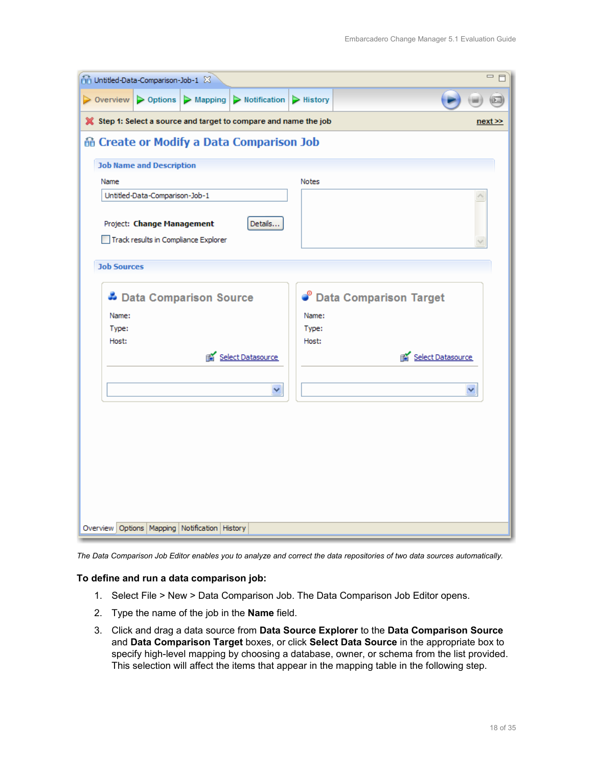*The Data Comparison Job Editor enables you to analyze and correct the data repositories of two data sources automatically.*

**To define and run a data comparison job:**

1. Select File > New > Data Comparison Job. The Data Comparison Job Editor opens.
2. Type the name of the job in the **Name** field.
3. Click and drag a data source from **Data Source Explorer** to the **Data Comparison Source** and **Data Comparison Target** boxes, or click **Select Data Source** in the appropriate box to specify high-level mapping by choosing a database, owner, or schema from the list provided. This selection will affect the items that appear in the mapping table in the following step.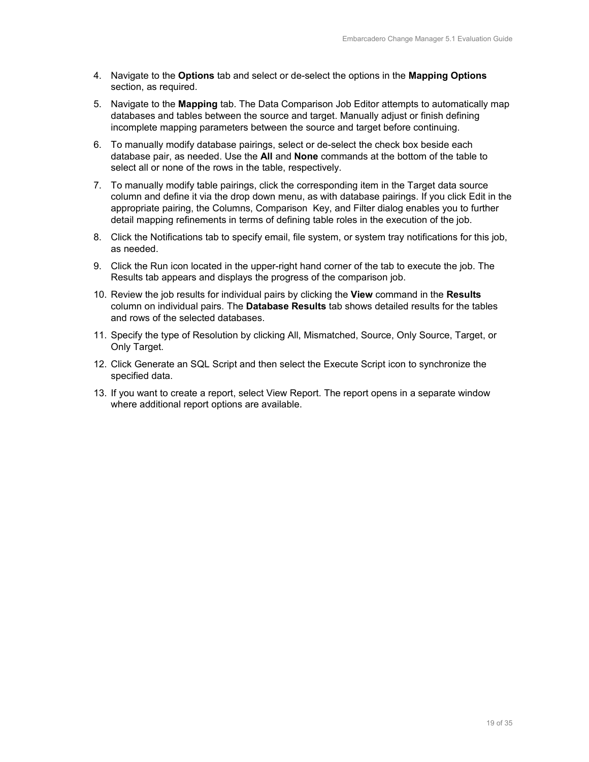4. Navigate to the **Options** tab and select or de-select the options in the **Mapping Options** section, as required.
5. Navigate to the **Mapping** tab. The Data Comparison Job Editor attempts to automatically map databases and tables between the source and target. Manually adjust or finish defining incomplete mapping parameters between the source and target before continuing.
6. To manually modify database pairings, select or de-select the check box beside each database pair, as needed. Use the **All** and **None** commands at the bottom of the table to select all or none of the rows in the table, respectively.
7. To manually modify table pairings, click the corresponding item in the Target data source column and define it via the drop down menu, as with database pairings. If you click Edit in the appropriate pairing, the Columns, Comparison Key, and Filter dialog enables you to further detail mapping refinements in terms of defining table roles in the execution of the job.
8. Click the Notifications tab to specify email, file system, or system tray notifications for this job, as needed.
9. Click the Run icon located in the upper-right hand corner of the tab to execute the job. The Results tab appears and displays the progress of the comparison job.
10. Review the job results for individual pairs by clicking the **View** command in the **Results** column on individual pairs. The **Database Results** tab shows detailed results for the tables and rows of the selected databases.
11. Specify the type of Resolution by clicking All, Mismatched, Source, Only Source, Target, or Only Target.
12. Click Generate an SQL Script and then select the Execute Script icon to synchronize the specified data.
13. If you want to create a report, select View Report. The report opens in a separate window where additional report options are available.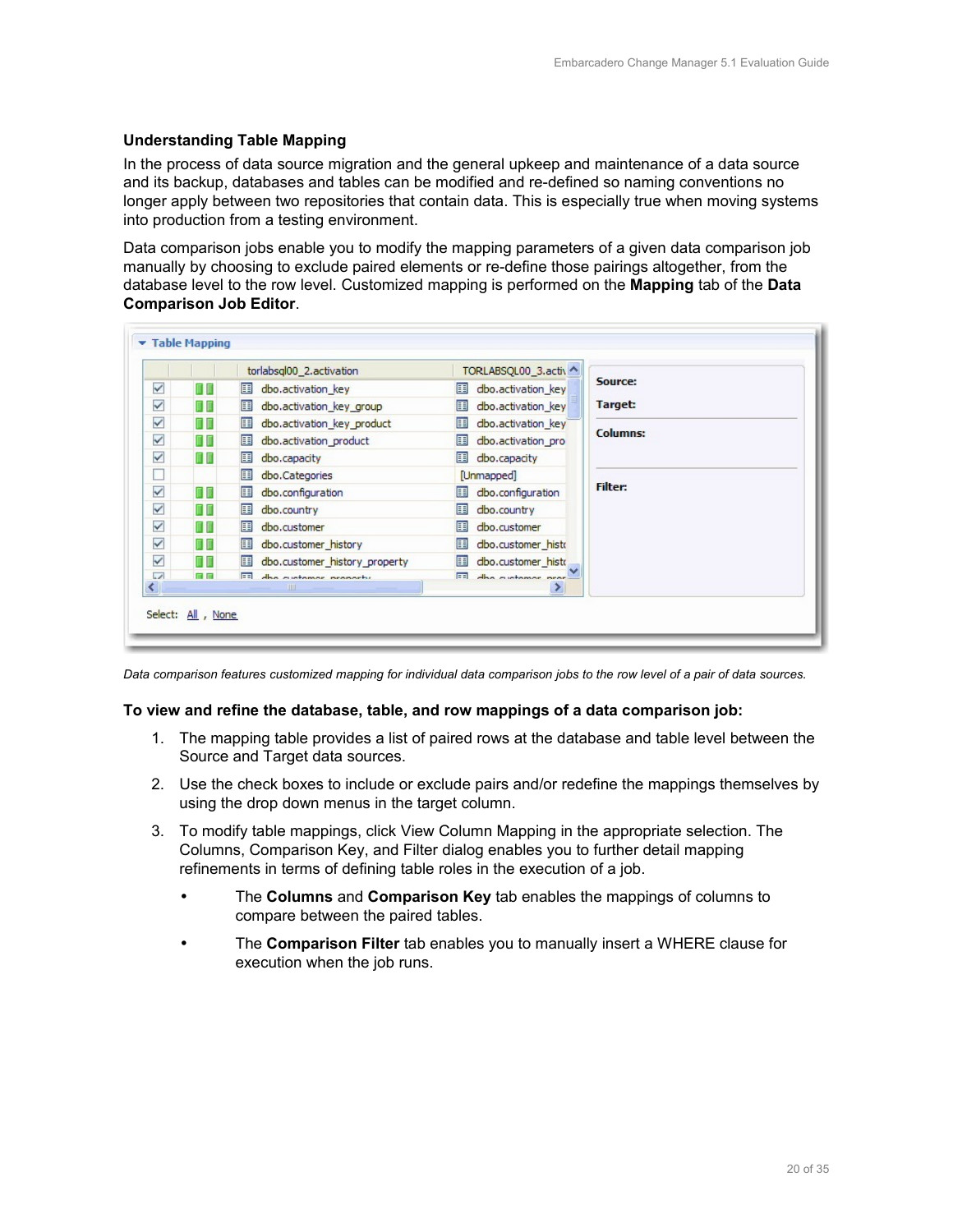### Understanding Table Mapping

In the process of data source migration and the general upkeep and maintenance of a data source and its backup, databases and tables can be modified and re-defined so naming conventions no longer apply between two repositories that contain data. This is especially true when moving systems into production from a testing environment.

Data comparison jobs enable you to modify the mapping parameters of a given data comparison job manually by choosing to exclude paired elements or re-define those pairings altogether, from the database level to the row level. Customized mapping is performed on the **Mapping** tab of the **Data Comparison Job Editor**.

*Data comparison features customized mapping for individual data comparison jobs to the row level of a pair of data sources.*

**To view and refine the database, table, and row mappings of a data comparison job:**

1. The mapping table provides a list of paired rows at the database and table level between the Source and Target data sources.
2. Use the check boxes to include or exclude pairs and/or redefine the mappings themselves by using the drop down menus in the target column.
3. To modify table mappings, click View Column Mapping in the appropriate selection. The Columns, Comparison Key, and Filter dialog enables you to further detail mapping refinements in terms of defining table roles in the execution of a job.
   - The **Columns** and **Comparison Key** tab enables the mappings of columns to compare between the paired tables.
   - The **Comparison Filter** tab enables you to manually insert a WHERE clause for execution when the job runs.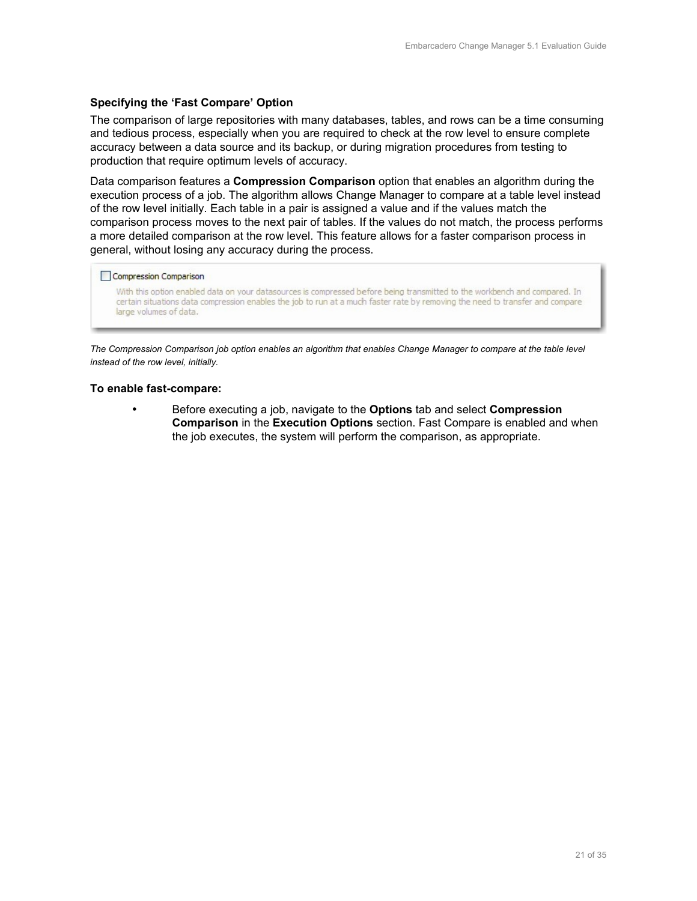### Specifying the 'Fast Compare' Option

The comparison of large repositories with many databases, tables, and rows can be a time consuming and tedious process, especially when you are required to check at the row level to ensure complete accuracy between a data source and its backup, or during migration procedures from testing to production that require optimum levels of accuracy.

Data comparison features a **Compression Comparison** option that enables an algorithm during the execution process of a job. The algorithm allows Change Manager to compare at a table level instead of the row level initially. Each table in a pair is assigned a value and if the values match the comparison process moves to the next pair of tables. If the values do not match, the process performs a more detailed comparison at the row level. This feature allows for a faster comparison process in general, without losing any accuracy during the process.

☐ Compression Comparison

With this option enabled data on your datasources is compressed before being transmitted to the workbench and compared. In certain situations data compression enables the job to run at a much faster rate by removing the need to transfer and compare large volumes of data.

*The Compression Comparison job option enables an algorithm that enables Change Manager to compare at the table level instead of the row level, initially.*

**To enable fast-compare:**

- Before executing a job, navigate to the **Options** tab and select **Compression Comparison** in the **Execution Options** section. Fast Compare is enabled and when the job executes, the system will perform the comparison, as appropriate.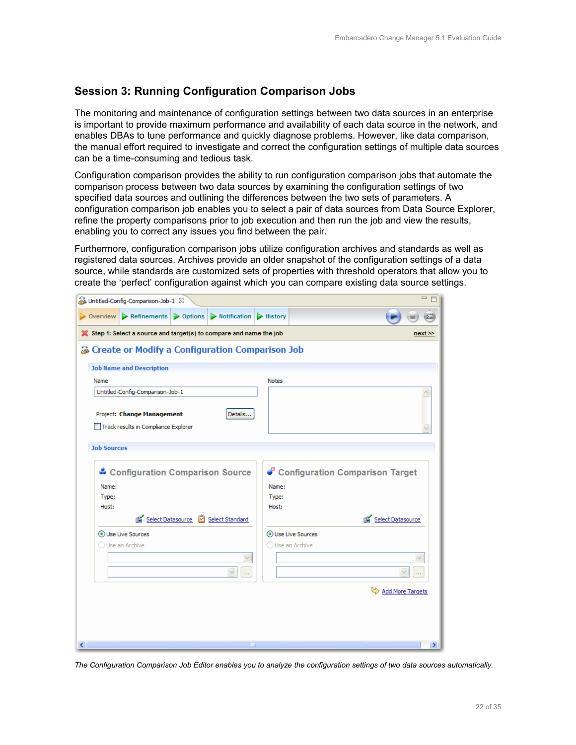## Session 3: Running Configuration Comparison Jobs

The monitoring and maintenance of configuration settings between two data sources in an enterprise is important to provide maximum performance and availability of each data source in the network, and enables DBAs to tune performance and quickly diagnose problems. However, like data comparison, the manual effort required to investigate and correct the configuration settings of multiple data sources can be a time-consuming and tedious task.

Configuration comparison provides the ability to run configuration comparison jobs that automate the comparison process between two data sources by examining the configuration settings of two specified data sources and outlining the differences between the two sets of parameters. A configuration comparison job enables you to select a pair of data sources from Data Source Explorer, refine the property comparisons prior to job execution and then run the job and view the results, enabling you to correct any issues you find between the pair.

Furthermore, configuration comparison jobs utilize configuration archives and standards as well as registered data sources. Archives provide an older snapshot of the configuration settings of a data source, while standards are customized sets of properties with threshold operators that allow you to create the 'perfect' configuration against which you can compare existing data source settings.

*The Configuration Comparison Job Editor enables you to analyze the configuration settings of two data sources automatically.*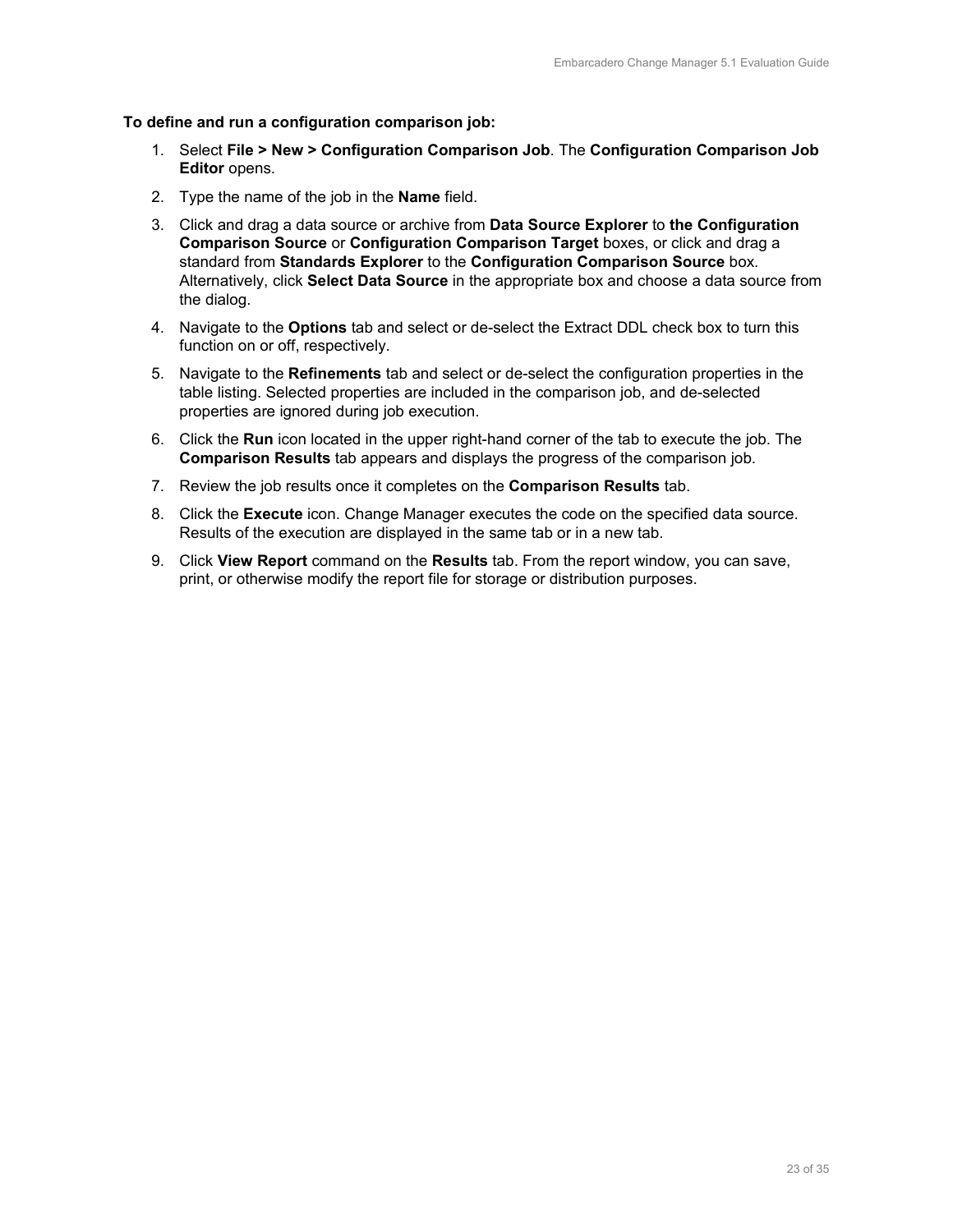**To define and run a configuration comparison job:**

1. Select **File > New > Configuration Comparison Job**. The **Configuration Comparison Job Editor** opens.
2. Type the name of the job in the **Name** field.
3. Click and drag a data source or archive from **Data Source Explorer** to **the Configuration Comparison Source** or **Configuration Comparison Target** boxes, or click and drag a standard from **Standards Explorer** to the **Configuration Comparison Source** box. Alternatively, click **Select Data Source** in the appropriate box and choose a data source from the dialog.
4. Navigate to the **Options** tab and select or de-select the Extract DDL check box to turn this function on or off, respectively.
5. Navigate to the **Refinements** tab and select or de-select the configuration properties in the table listing. Selected properties are included in the comparison job, and de-selected properties are ignored during job execution.
6. Click the **Run** icon located in the upper right-hand corner of the tab to execute the job. The **Comparison Results** tab appears and displays the progress of the comparison job.
7. Review the job results once it completes on the **Comparison Results** tab.
8. Click the **Execute** icon. Change Manager executes the code on the specified data source. Results of the execution are displayed in the same tab or in a new tab.
9. Click **View Report** command on the **Results** tab. From the report window, you can save, print, or otherwise modify the report file for storage or distribution purposes.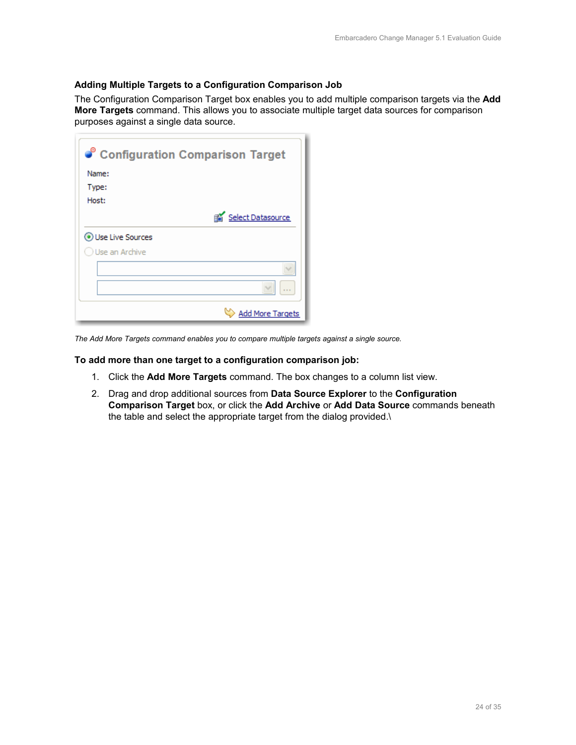### Adding Multiple Targets to a Configuration Comparison Job

The Configuration Comparison Target box enables you to add multiple comparison targets via the **Add More Targets** command. This allows you to associate multiple target data sources for comparison purposes against a single data source.

*The Add More Targets command enables you to compare multiple targets against a single source.*

**To add more than one target to a configuration comparison job:**

1. Click the **Add More Targets** command. The box changes to a column list view.
2. Drag and drop additional sources from **Data Source Explorer** to the **Configuration Comparison Target** box, or click the **Add Archive** or **Add Data Source** commands beneath the table and select the appropriate target from the dialog provided.\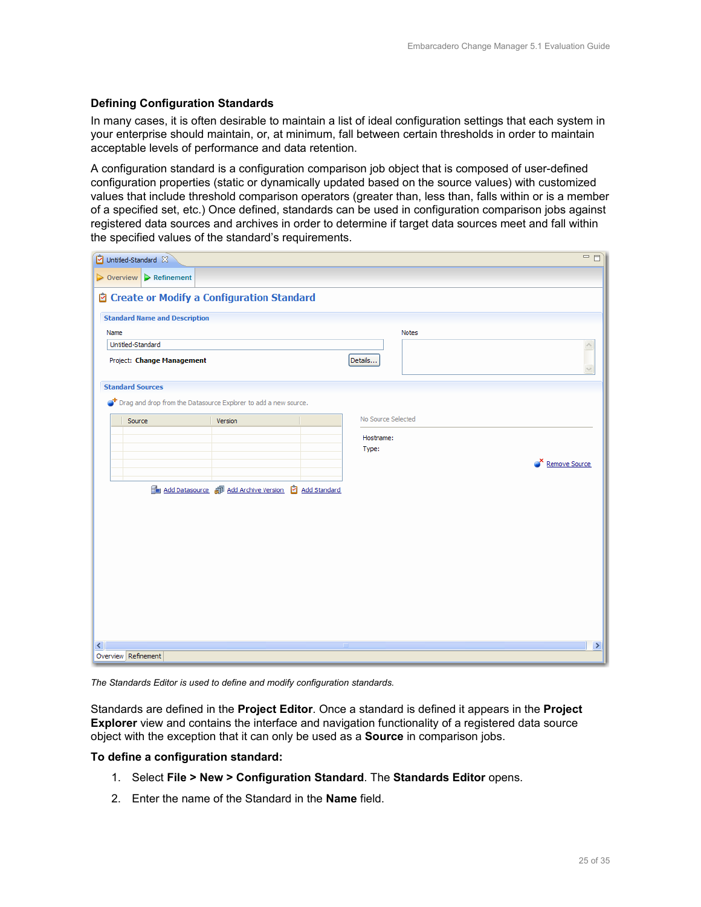## Defining Configuration Standards

In many cases, it is often desirable to maintain a list of ideal configuration settings that each system in your enterprise should maintain, or, at minimum, fall between certain thresholds in order to maintain acceptable levels of performance and data retention.

A configuration standard is a configuration comparison job object that is composed of user-defined configuration properties (static or dynamically updated based on the source values) with customized values that include threshold comparison operators (greater than, less than, falls within or is a member of a specified set, etc.) Once defined, standards can be used in configuration comparison jobs against registered data sources and archives in order to determine if target data sources meet and fall within the specified values of the standard's requirements.

*The Standards Editor is used to define and modify configuration standards.*

Standards are defined in the **Project Editor**. Once a standard is defined it appears in the **Project Explorer** view and contains the interface and navigation functionality of a registered data source object with the exception that it can only be used as a **Source** in comparison jobs.

**To define a configuration standard:**

1. Select **File > New > Configuration Standard**. The **Standards Editor** opens.
2. Enter the name of the Standard in the **Name** field.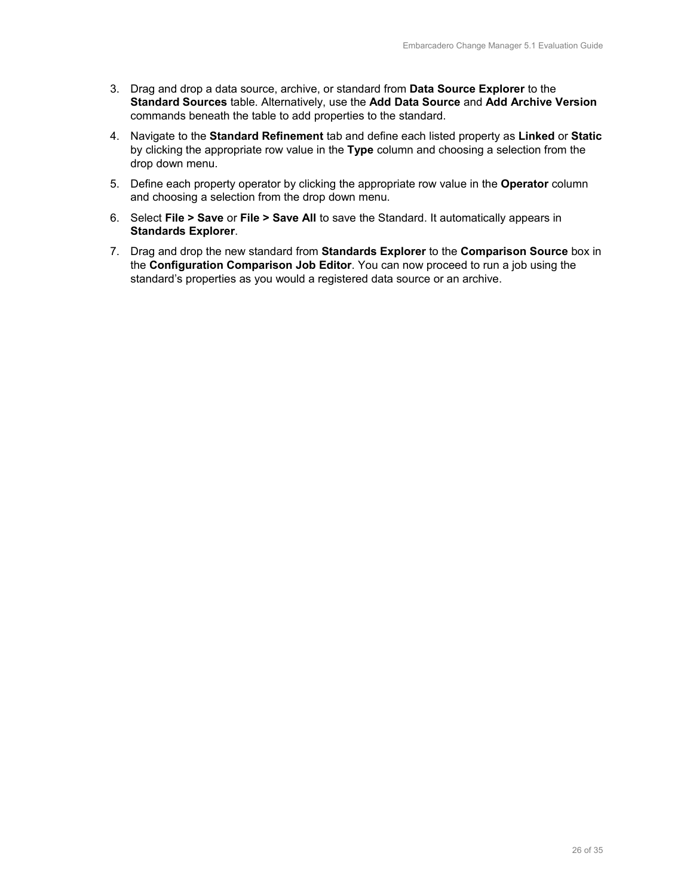3. Drag and drop a data source, archive, or standard from **Data Source Explorer** to the **Standard Sources** table. Alternatively, use the **Add Data Source** and **Add Archive Version** commands beneath the table to add properties to the standard.
4. Navigate to the **Standard Refinement** tab and define each listed property as **Linked** or **Static** by clicking the appropriate row value in the **Type** column and choosing a selection from the drop down menu.
5. Define each property operator by clicking the appropriate row value in the **Operator** column and choosing a selection from the drop down menu.
6. Select **File > Save** or **File > Save All** to save the Standard. It automatically appears in **Standards Explorer**.
7. Drag and drop the new standard from **Standards Explorer** to the **Comparison Source** box in the **Configuration Comparison Job Editor**. You can now proceed to run a job using the standard's properties as you would a registered data source or an archive.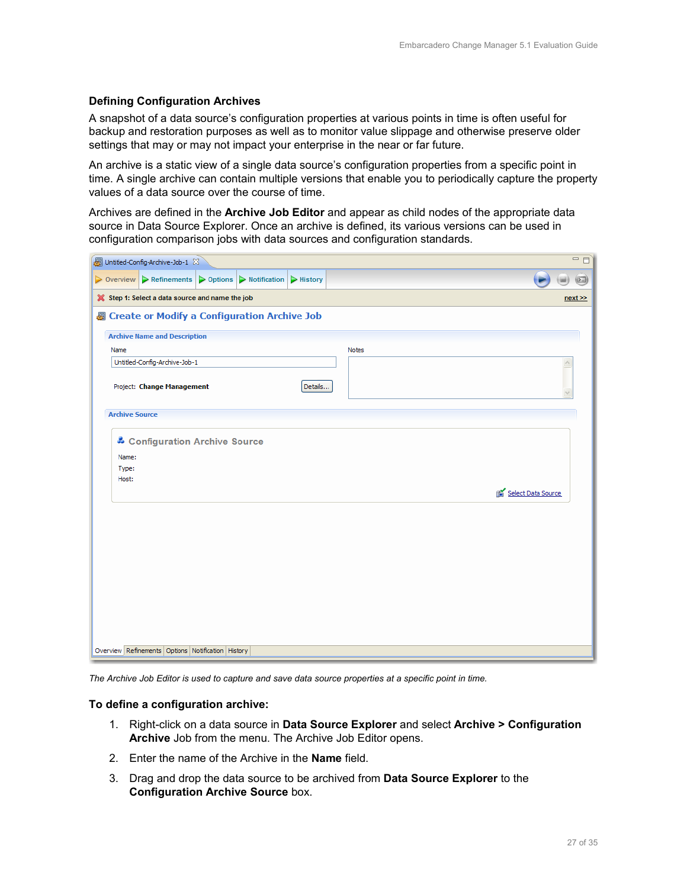### Defining Configuration Archives

A snapshot of a data source's configuration properties at various points in time is often useful for backup and restoration purposes as well as to monitor value slippage and otherwise preserve older settings that may or may not impact your enterprise in the near or far future.

An archive is a static view of a single data source's configuration properties from a specific point in time. A single archive can contain multiple versions that enable you to periodically capture the property values of a data source over the course of time.

Archives are defined in the **Archive Job Editor** and appear as child nodes of the appropriate data source in Data Source Explorer. Once an archive is defined, its various versions can be used in configuration comparison jobs with data sources and configuration standards.

*The Archive Job Editor is used to capture and save data source properties at a specific point in time.*

### To define a configuration archive:

1. Right-click on a data source in **Data Source Explorer** and select **Archive > Configuration Archive** Job from the menu. The Archive Job Editor opens.
2. Enter the name of the Archive in the **Name** field.
3. Drag and drop the data source to be archived from **Data Source Explorer** to the **Configuration Archive Source** box.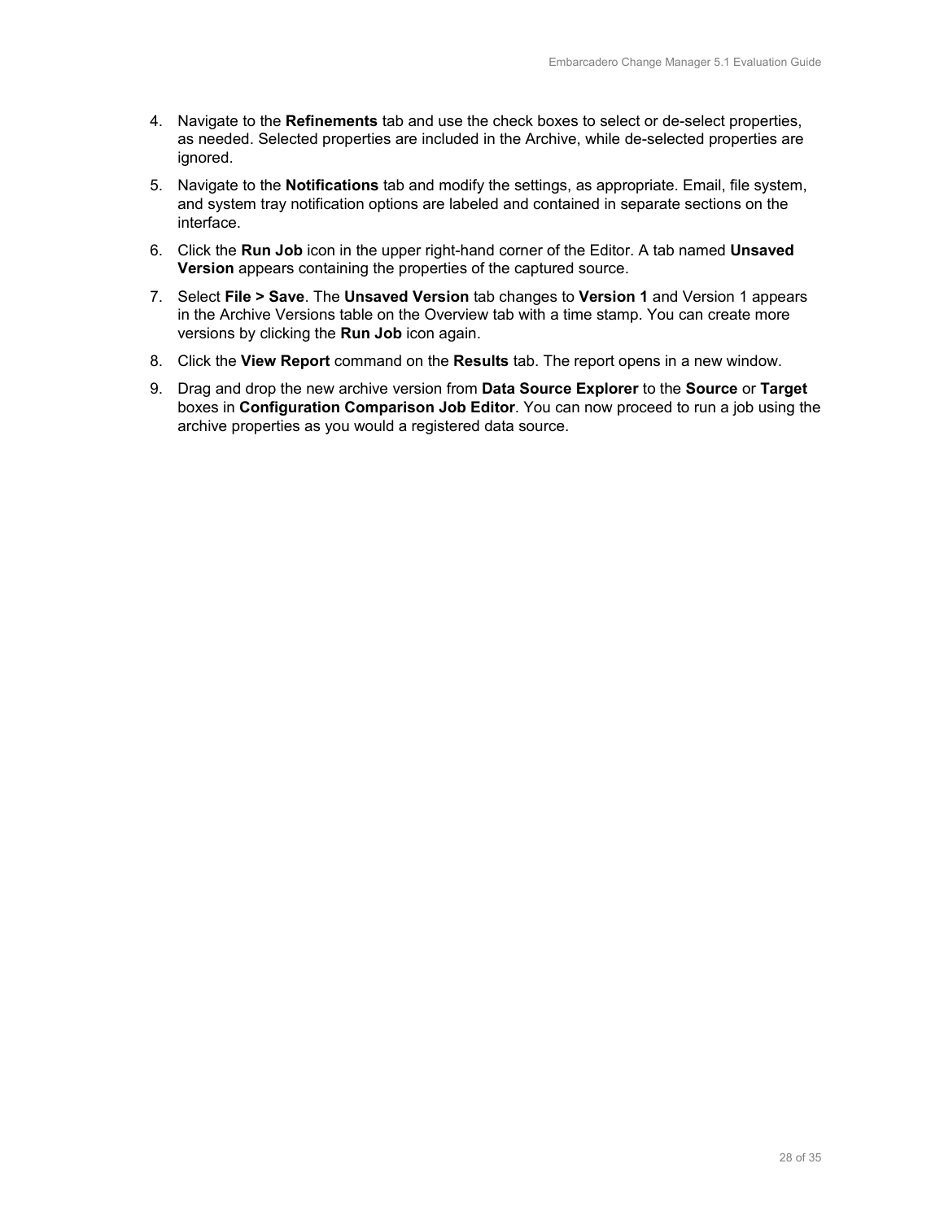4. Navigate to the **Refinements** tab and use the check boxes to select or de-select properties, as needed. Selected properties are included in the Archive, while de-selected properties are ignored.
5. Navigate to the **Notifications** tab and modify the settings, as appropriate. Email, file system, and system tray notification options are labeled and contained in separate sections on the interface.
6. Click the **Run Job** icon in the upper right-hand corner of the Editor. A tab named **Unsaved Version** appears containing the properties of the captured source.
7. Select **File > Save**. The **Unsaved Version** tab changes to **Version 1** and Version 1 appears in the Archive Versions table on the Overview tab with a time stamp. You can create more versions by clicking the **Run Job** icon again.
8. Click the **View Report** command on the **Results** tab. The report opens in a new window.
9. Drag and drop the new archive version from **Data Source Explorer** to the **Source** or **Target** boxes in **Configuration Comparison Job Editor**. You can now proceed to run a job using the archive properties as you would a registered data source.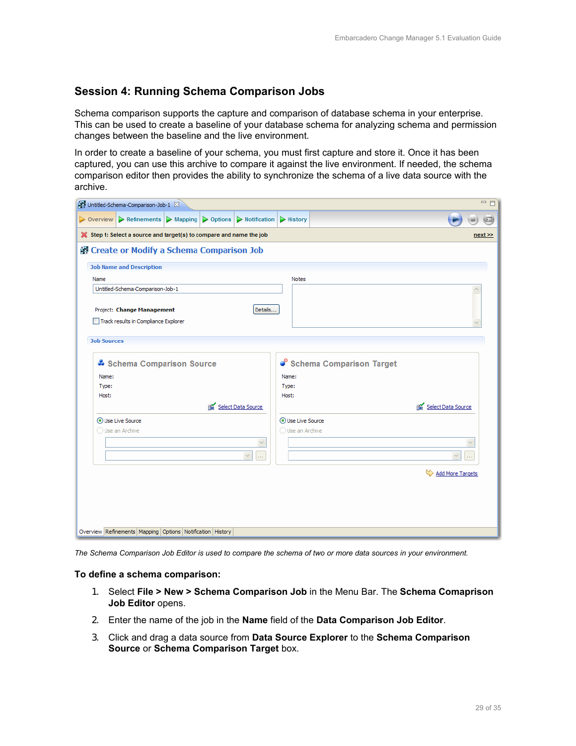## Session 4: Running Schema Comparison Jobs

Schema comparison supports the capture and comparison of database schema in your enterprise. This can be used to create a baseline of your database schema for analyzing schema and permission changes between the baseline and the live environment.

In order to create a baseline of your schema, you must first capture and store it. Once it has been captured, you can use this archive to compare it against the live environment. If needed, the schema comparison editor then provides the ability to synchronize the schema of a live data source with the archive.

*The Schema Comparison Job Editor is used to compare the schema of two or more data sources in your environment.*

### To define a schema comparison:

1. Select **File > New > Schema Comparison Job** in the Menu Bar. The **Schema Comaprison Job Editor** opens.
2. Enter the name of the job in the **Name** field of the **Data Comparison Job Editor**.
3. Click and drag a data source from **Data Source Explorer** to the **Schema Comparison Source** or **Schema Comparison Target** box.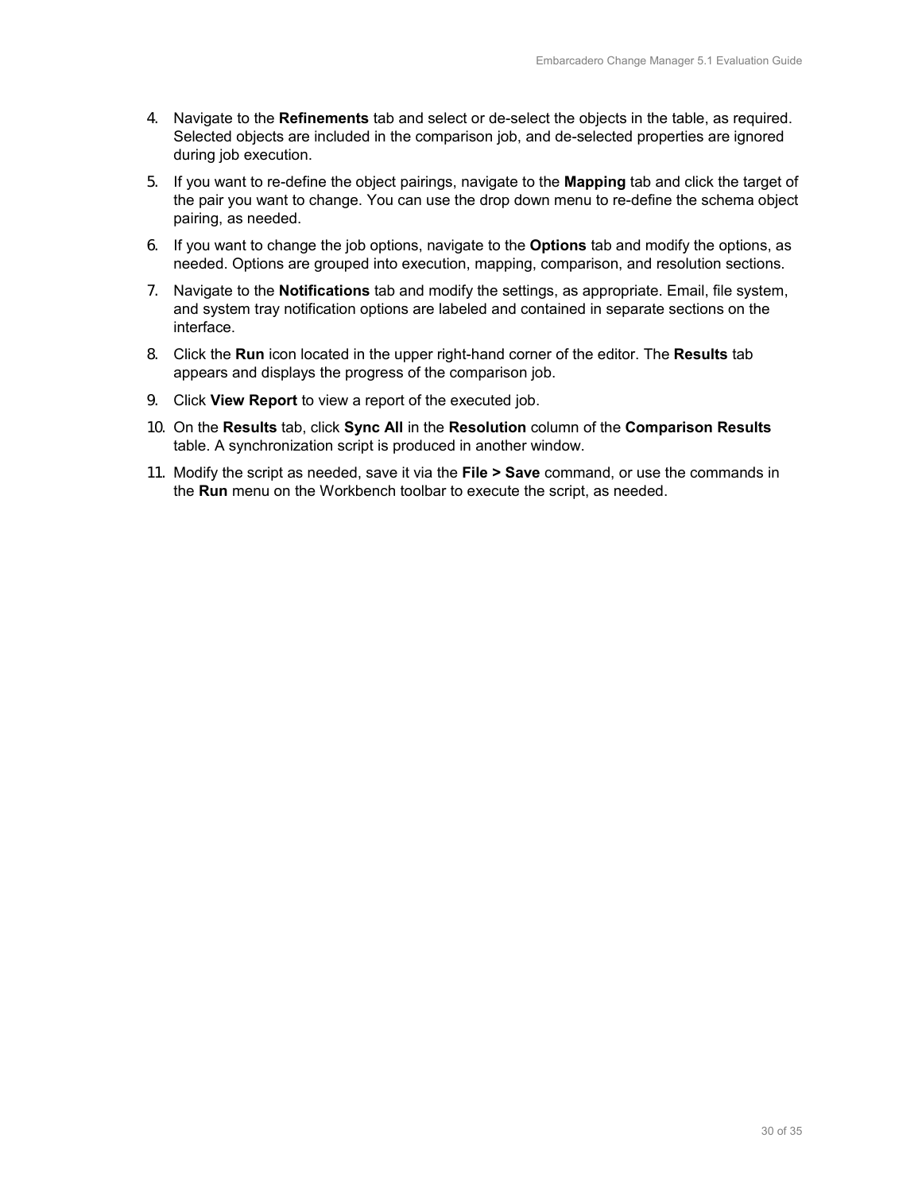4. Navigate to the **Refinements** tab and select or de-select the objects in the table, as required. Selected objects are included in the comparison job, and de-selected properties are ignored during job execution.
5. If you want to re-define the object pairings, navigate to the **Mapping** tab and click the target of the pair you want to change. You can use the drop down menu to re-define the schema object pairing, as needed.
6. If you want to change the job options, navigate to the **Options** tab and modify the options, as needed. Options are grouped into execution, mapping, comparison, and resolution sections.
7. Navigate to the **Notifications** tab and modify the settings, as appropriate. Email, file system, and system tray notification options are labeled and contained in separate sections on the interface.
8. Click the **Run** icon located in the upper right-hand corner of the editor. The **Results** tab appears and displays the progress of the comparison job.
9. Click **View Report** to view a report of the executed job.
10. On the **Results** tab, click **Sync All** in the **Resolution** column of the **Comparison Results** table. A synchronization script is produced in another window.
11. Modify the script as needed, save it via the **File > Save** command, or use the commands in the **Run** menu on the Workbench toolbar to execute the script, as needed.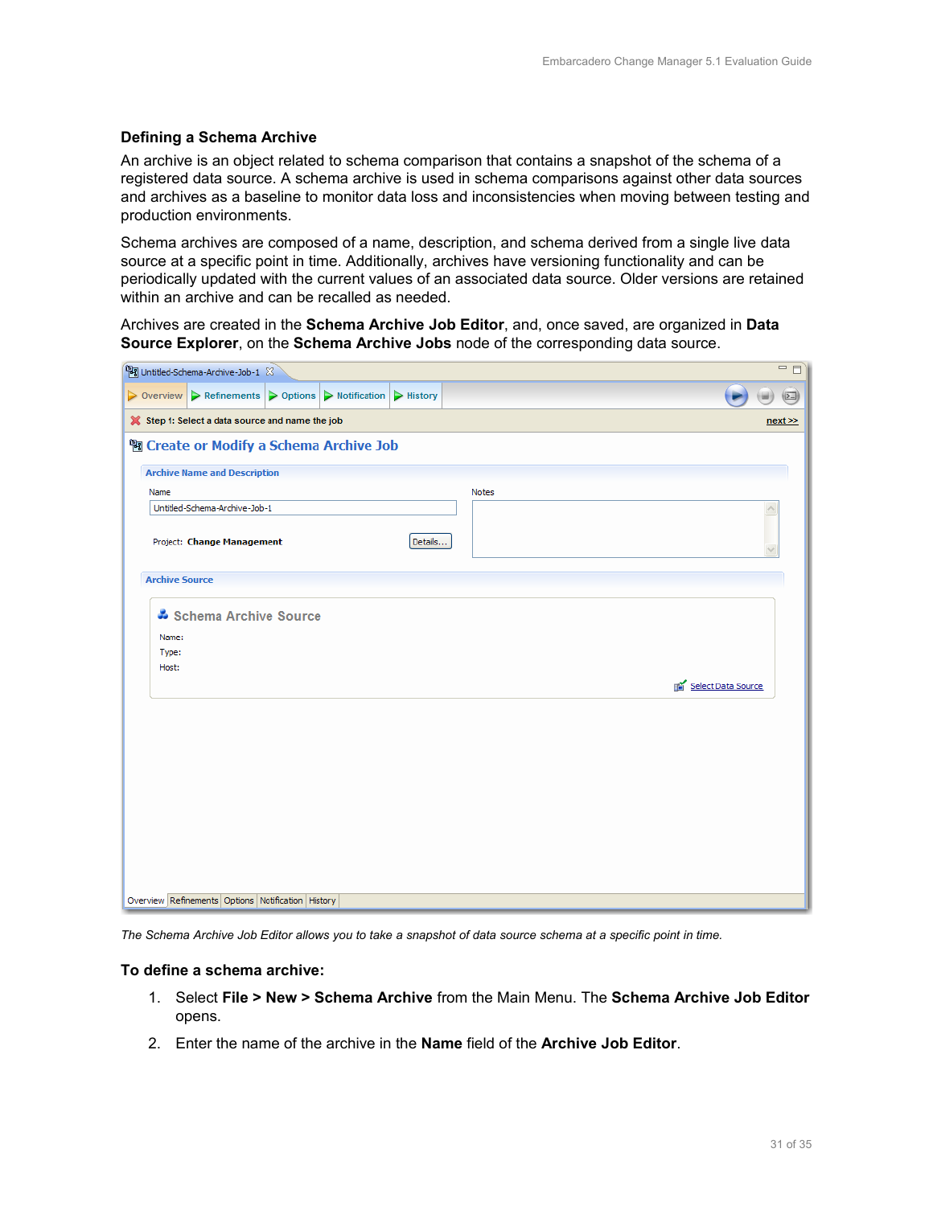### Defining a Schema Archive

An archive is an object related to schema comparison that contains a snapshot of the schema of a registered data source. A schema archive is used in schema comparisons against other data sources and archives as a baseline to monitor data loss and inconsistencies when moving between testing and production environments.

Schema archives are composed of a name, description, and schema derived from a single live data source at a specific point in time. Additionally, archives have versioning functionality and can be periodically updated with the current values of an associated data source. Older versions are retained within an archive and can be recalled as needed.

Archives are created in the **Schema Archive Job Editor**, and, once saved, are organized in **Data Source Explorer**, on the **Schema Archive Jobs** node of the corresponding data source.

*The Schema Archive Job Editor allows you to take a snapshot of data source schema at a specific point in time.*

### To define a schema archive:

1. Select **File > New > Schema Archive** from the Main Menu. The **Schema Archive Job Editor** opens.
2. Enter the name of the archive in the **Name** field of the **Archive Job Editor**.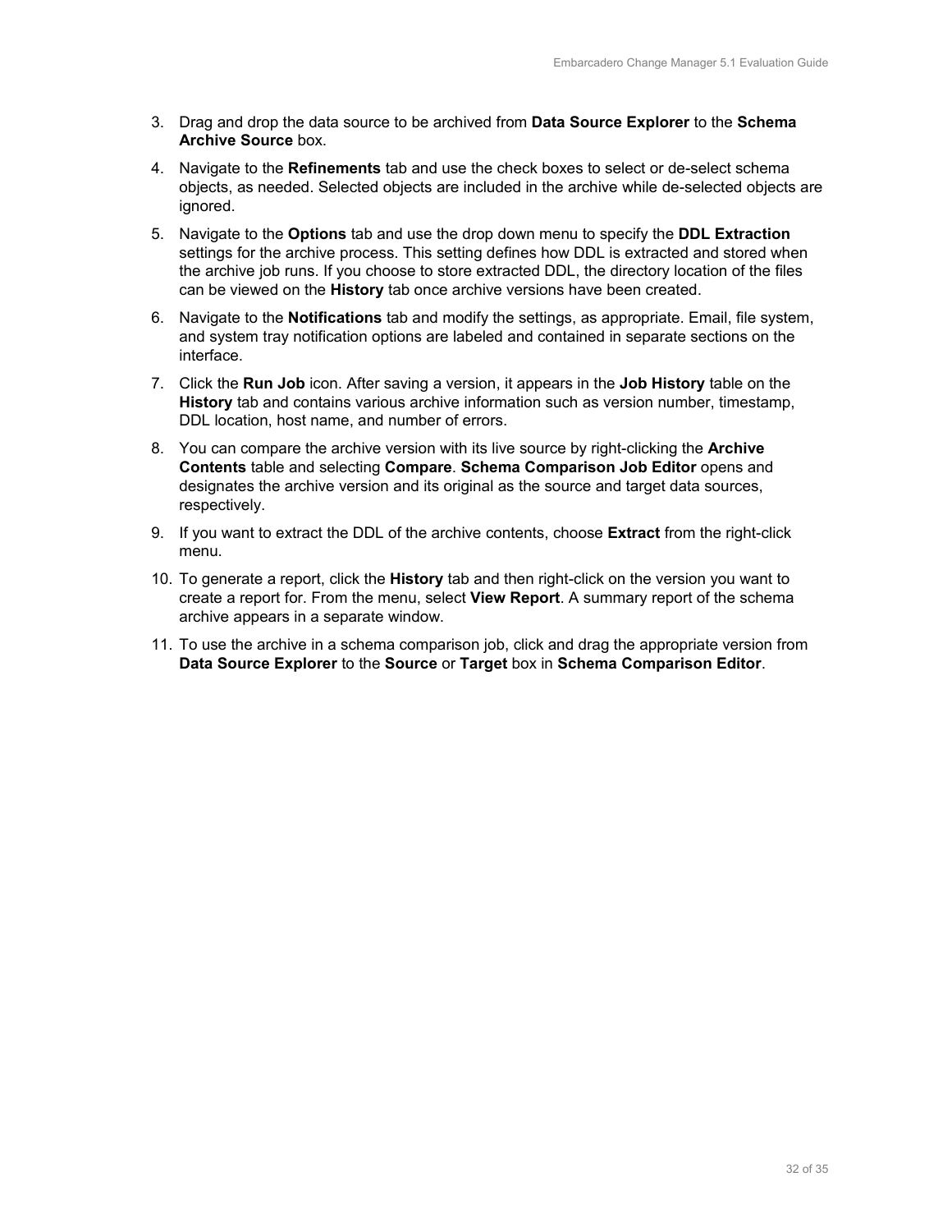3. Drag and drop the data source to be archived from **Data Source Explorer** to the **Schema Archive Source** box.
4. Navigate to the **Refinements** tab and use the check boxes to select or de-select schema objects, as needed. Selected objects are included in the archive while de-selected objects are ignored.
5. Navigate to the **Options** tab and use the drop down menu to specify the **DDL Extraction** settings for the archive process. This setting defines how DDL is extracted and stored when the archive job runs. If you choose to store extracted DDL, the directory location of the files can be viewed on the **History** tab once archive versions have been created.
6. Navigate to the **Notifications** tab and modify the settings, as appropriate. Email, file system, and system tray notification options are labeled and contained in separate sections on the interface.
7. Click the **Run Job** icon. After saving a version, it appears in the **Job History** table on the **History** tab and contains various archive information such as version number, timestamp, DDL location, host name, and number of errors.
8. You can compare the archive version with its live source by right-clicking the **Archive Contents** table and selecting **Compare**. **Schema Comparison Job Editor** opens and designates the archive version and its original as the source and target data sources, respectively.
9. If you want to extract the DDL of the archive contents, choose **Extract** from the right-click menu.
10. To generate a report, click the **History** tab and then right-click on the version you want to create a report for. From the menu, select **View Report**. A summary report of the schema archive appears in a separate window.
11. To use the archive in a schema comparison job, click and drag the appropriate version from **Data Source Explorer** to the **Source** or **Target** box in **Schema Comparison Editor**.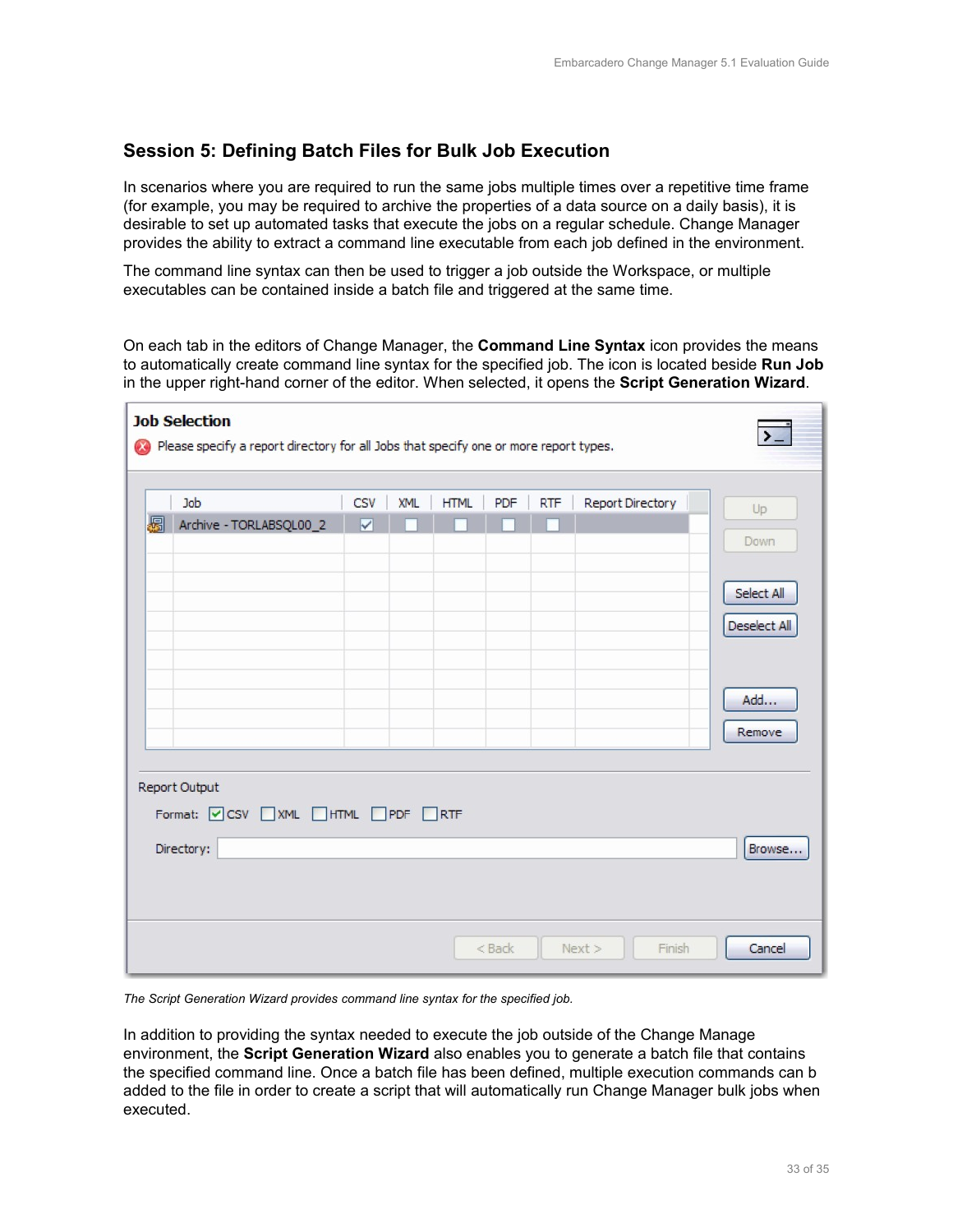## Session 5: Defining Batch Files for Bulk Job Execution

In scenarios where you are required to run the same jobs multiple times over a repetitive time frame (for example, you may be required to archive the properties of a data source on a daily basis), it is desirable to set up automated tasks that execute the jobs on a regular schedule. Change Manager provides the ability to extract a command line executable from each job defined in the environment.

The command line syntax can then be used to trigger a job outside the Workspace, or multiple executables can be contained inside a batch file and triggered at the same time.

On each tab in the editors of Change Manager, the **Command Line Syntax** icon provides the means to automatically create command line syntax for the specified job. The icon is located beside **Run Job** in the upper right-hand corner of the editor. When selected, it opens the **Script Generation Wizard**.

*The Script Generation Wizard provides command line syntax for the specified job.*

In addition to providing the syntax needed to execute the job outside of the Change Manage environment, the **Script Generation Wizard** also enables you to generate a batch file that contains the specified command line. Once a batch file has been defined, multiple execution commands can b added to the file in order to create a script that will automatically run Change Manager bulk jobs when executed.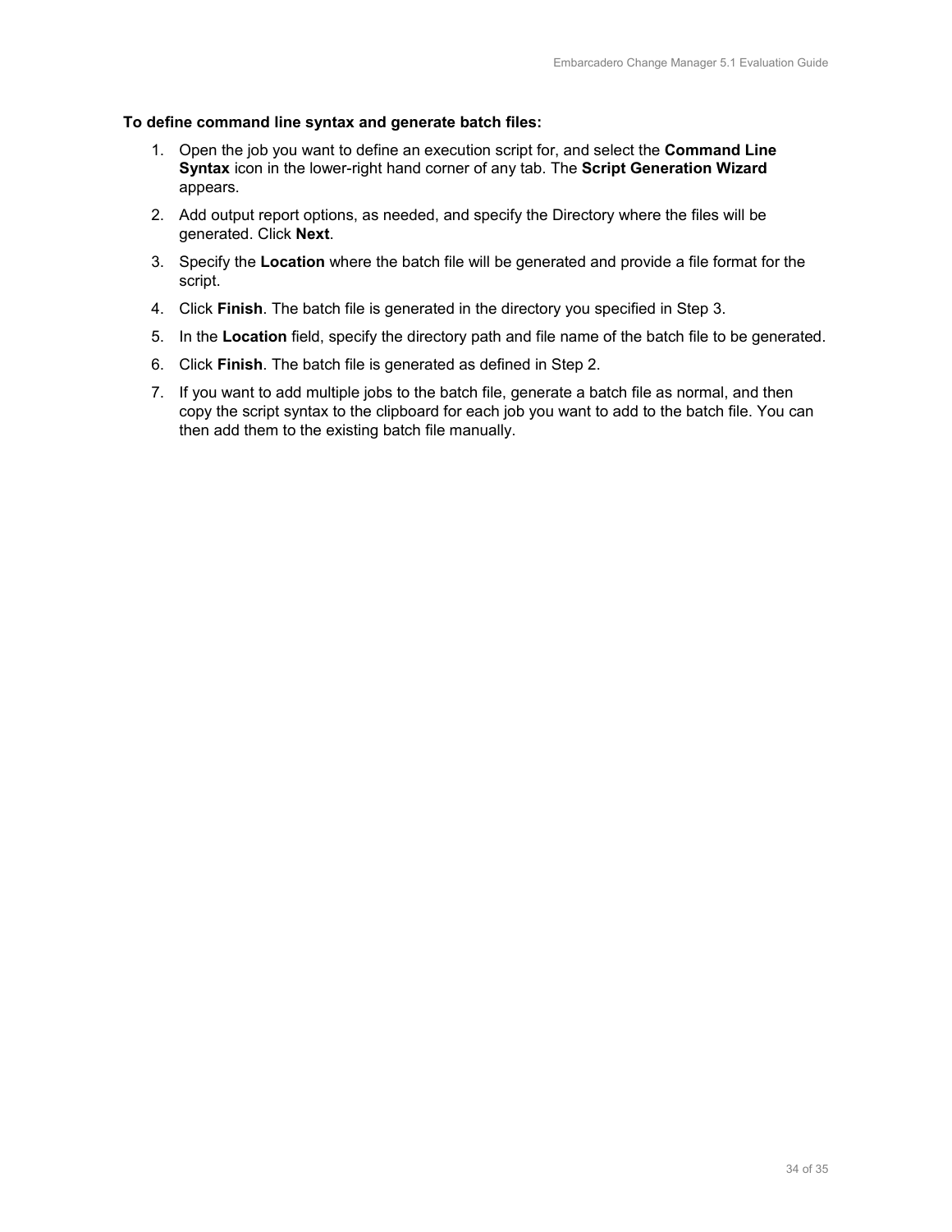**To define command line syntax and generate batch files:**

1. Open the job you want to define an execution script for, and select the **Command Line Syntax** icon in the lower-right hand corner of any tab. The **Script Generation Wizard** appears.
2. Add output report options, as needed, and specify the Directory where the files will be generated. Click **Next**.
3. Specify the **Location** where the batch file will be generated and provide a file format for the script.
4. Click **Finish**. The batch file is generated in the directory you specified in Step 3.
5. In the **Location** field, specify the directory path and file name of the batch file to be generated.
6. Click **Finish**. The batch file is generated as defined in Step 2.
7. If you want to add multiple jobs to the batch file, generate a batch file as normal, and then copy the script syntax to the clipboard for each job you want to add to the batch file. You can then add them to the existing batch file manually.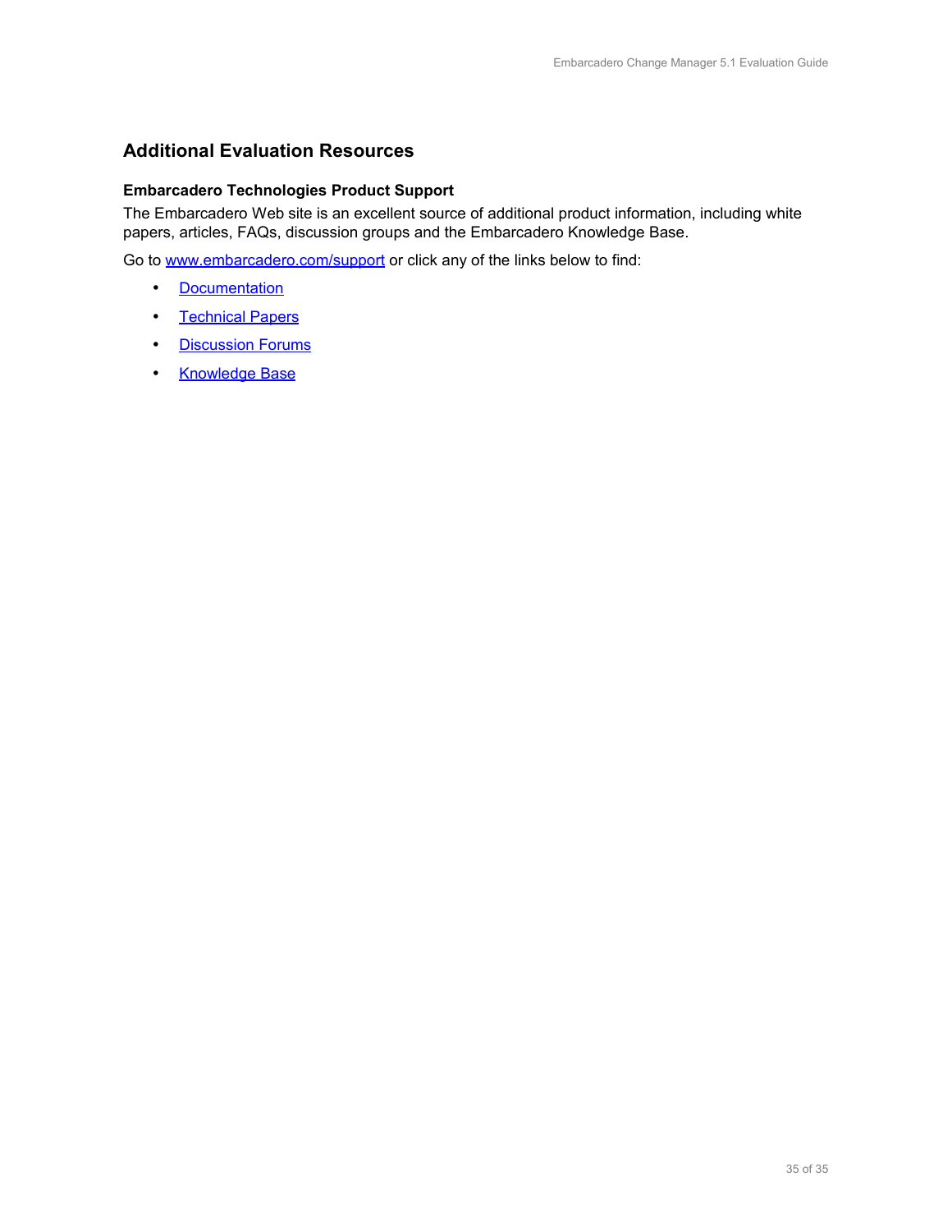## Additional Evaluation Resources

### Embarcadero Technologies Product Support

The Embarcadero Web site is an excellent source of additional product information, including white papers, articles, FAQs, discussion groups and the Embarcadero Knowledge Base.

Go to www.embarcadero.com/support or click any of the links below to find:

- Documentation
- Technical Papers
- Discussion Forums
- Knowledge Base